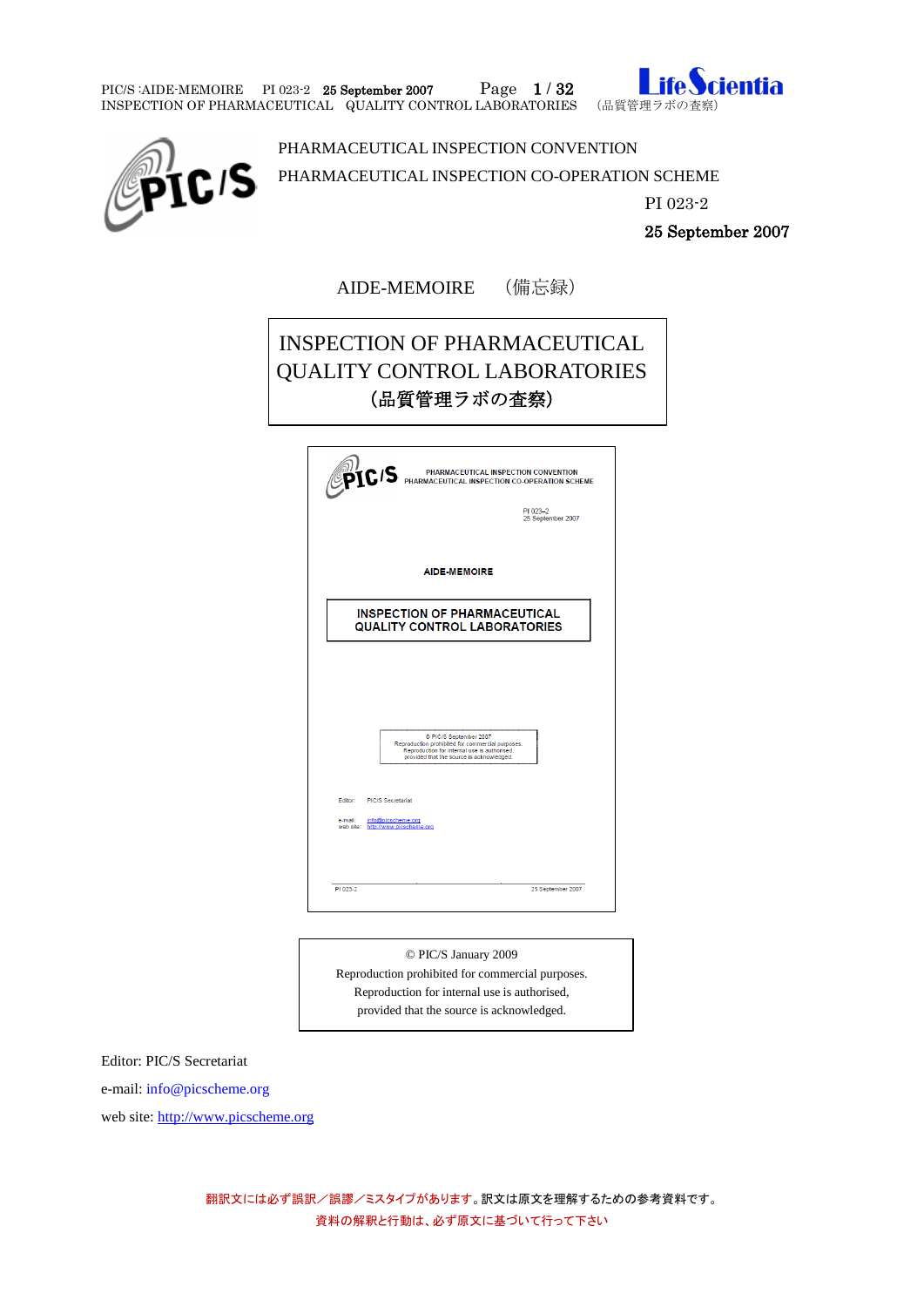PHARMACEUTICAL INSPECTION CONVENTION

PHARMACEUTICAL INSPECTION CO-OPERATION SCHEME

PI 023-2

**25 September 2007**

AIDE-MEMOIRE （備忘録）

# INSPECTION OF PHARMACEUTICAL QUALITY CONTROL LABORATORIES

## （品質管理ラボの査察）

PHARMACEUTICAL INSPECTION CONVENTION
PHARMACEUTICAL INSPECTION CO-OPERATION SCHEME

PI 023-2
25 September 2007

AIDE-MEMOIRE

INSPECTION OF PHARMACEUTICAL QUALITY CONTROL LABORATORIES

© PIC/S September 2007
Reproduction prohibited for commercial purposes.
Reproduction for internal use is authorised,
provided that the source is acknowledged.

Editor: PIC/S Secretariat

e-mail: info@picscheme.org
web site: http://www.picscheme.org

PI 023-2 25 September 2007

© PIC/S January 2009
Reproduction prohibited for commercial purposes.
Reproduction for internal use is authorised,
provided that the source is acknowledged.

Editor: PIC/S Secretariat

e-mail: info@picscheme.org

web site: http://www.picscheme.org

翻訳文には必ず誤訳／誤謬／ミスタイプがあります。訳文は原文を理解するための参考資料です。
資料の解釈と行動は、必ず原文に基づいて行って下さい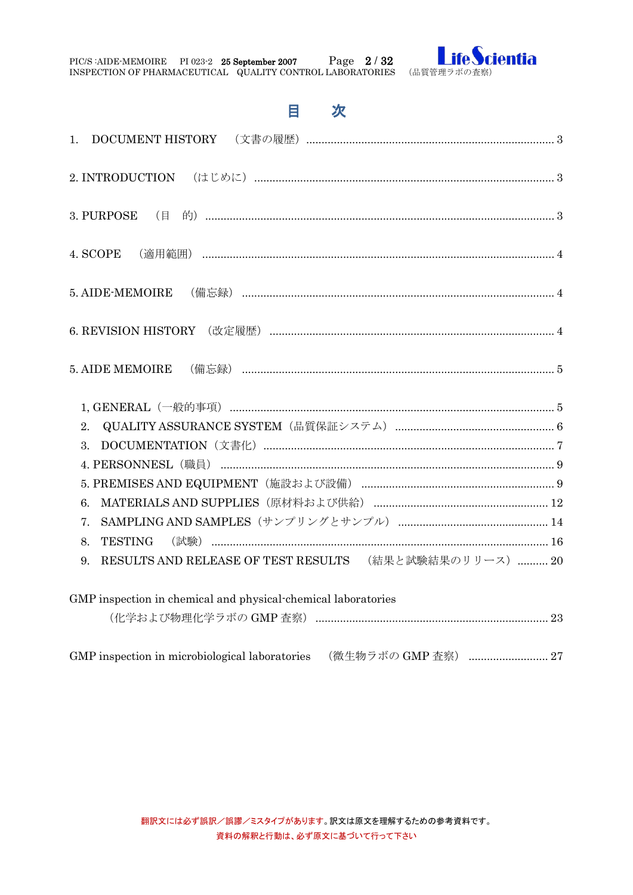# 目　次

1. DOCUMENT HISTORY　（文書の履歴） ........................................ 3

2. INTRODUCTION　（はじめに） ........................................ 3

3. PURPOSE　（目　的） ........................................ 3

4. SCOPE　（適用範囲） ........................................ 4

5. AIDE-MEMOIRE　（備忘録） ........................................ 4

6. REVISION HISTORY （改定履歴） ........................................ 4

5. AIDE MEMOIRE　（備忘録） ........................................ 5

- 1, GENERAL（一般的事項） ........................................ 5
- 2. QUALITY ASSURANCE SYSTEM（品質保証システム） ........................................ 6
- 3. DOCUMENTATION（文書化） ........................................ 7
- 4. PERSONNESL（職員） ........................................ 9
- 5. PREMISES AND EQUIPMENT（施設および設備） ........................................ 9
- 6. MATERIALS AND SUPPLIES（原材料および供給） ........................................ 12
- 7. SAMPLING AND SAMPLES（サンプリングとサンプル） ........................................ 14
- 8. TESTING　（試験） ........................................ 16
- 9. RESULTS AND RELEASE OF TEST RESULTS　（結果と試験結果のリリース） .......... 20

GMP inspection in chemical and physical-chemical laboratories
（化学および物理化学ラボの GMP 査察） ........................................ 23

GMP inspection in microbiological laboratories　（微生物ラボの GMP 査察） .......................... 27

翻訳文には必ず誤訳／誤謬／ミスタイプがあります。訳文は原文を理解するための参考資料です。
資料の解釈と行動は、必ず原文に基づいて行って下さい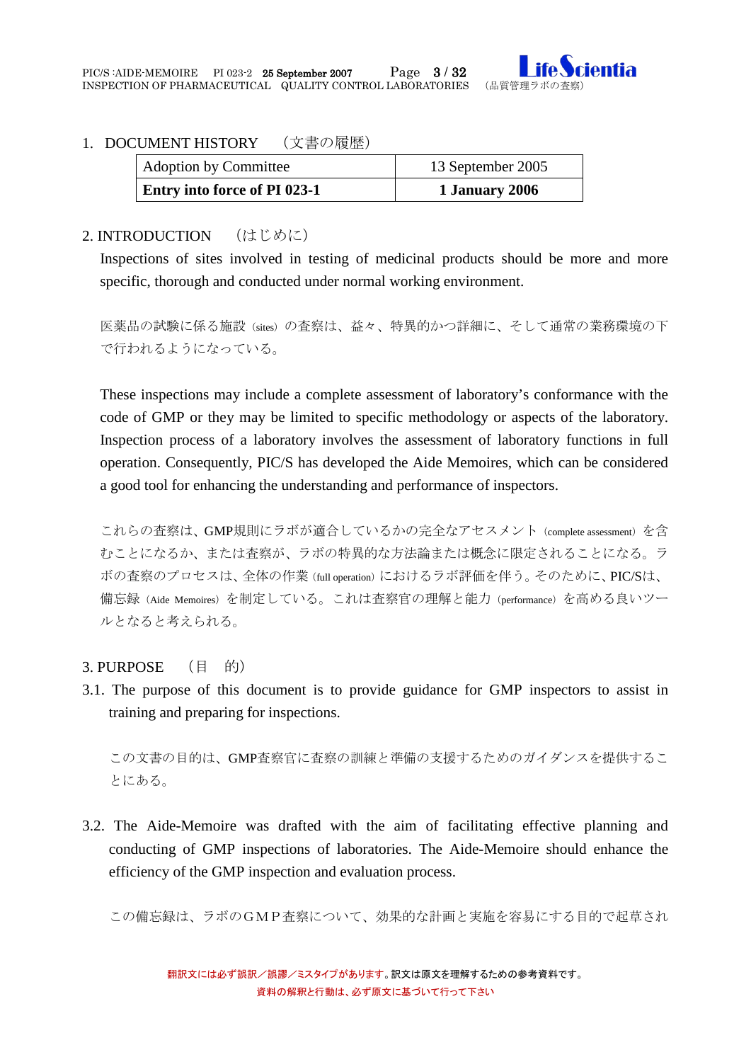## 1. DOCUMENT HISTORY　（文書の履歴）

| Adoption by Committee | 13 September 2005 |
|---|---|
| **Entry into force of PI 023-1** | **1 January 2006** |

## 2. INTRODUCTION　（はじめに）

Inspections of sites involved in testing of medicinal products should be more and more specific, thorough and conducted under normal working environment.

医薬品の試験に係る施設（sites）の査察は、益々、特異的かつ詳細に、そして通常の業務環境の下で行われるようになっている。

These inspections may include a complete assessment of laboratory's conformance with the code of GMP or they may be limited to specific methodology or aspects of the laboratory. Inspection process of a laboratory involves the assessment of laboratory functions in full operation. Consequently, PIC/S has developed the Aide Memoires, which can be considered a good tool for enhancing the understanding and performance of inspectors.

これらの査察は、GMP規則にラボが適合しているかの完全なアセスメント（complete assessment）を含むことになるか、または査察が、ラボの特異的な方法論または概念に限定されることになる。ラボの査察のプロセスは、全体の作業（full operation）におけるラボ評価を伴う。そのために、PIC/Sは、備忘録（Aide Memoires）を制定している。これは査察官の理解と能力（performance）を高める良いツールとなると考えられる。

## 3. PURPOSE　（目　的）

3.1. The purpose of this document is to provide guidance for GMP inspectors to assist in training and preparing for inspections.

この文書の目的は、GMP査察官に査察の訓練と準備の支援するためのガイダンスを提供することにある。

3.2. The Aide-Memoire was drafted with the aim of facilitating effective planning and conducting of GMP inspections of laboratories. The Aide-Memoire should enhance the efficiency of the GMP inspection and evaluation process.

この備忘録は、ラボのＧＭＰ査察について、効果的な計画と実施を容易にする目的で起草され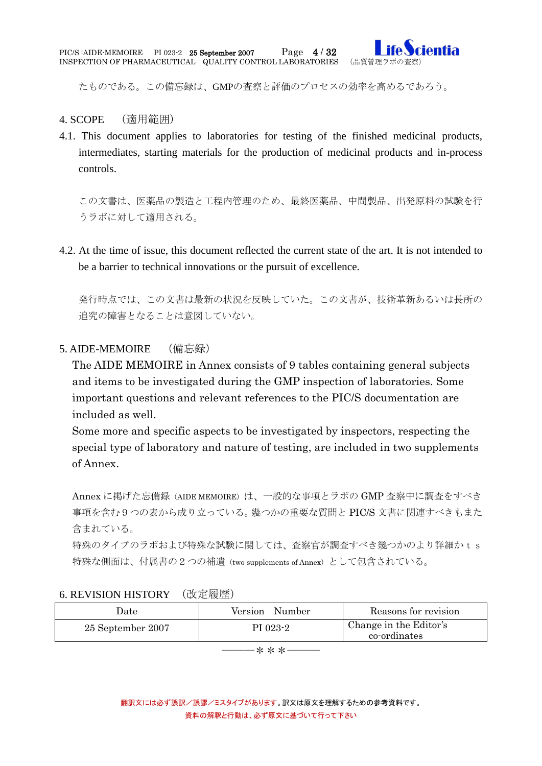たものである。この備忘録は、GMPの査察と評価のプロセスの効率を高めるであろう。

## 4. SCOPE　（適用範囲）

4.1. This document applies to laboratories for testing of the finished medicinal products, intermediates, starting materials for the production of medicinal products and in-process controls.

この文書は、医薬品の製造と工程内管理のため、最終医薬品、中間製品、出発原料の試験を行うラボに対して適用される。

4.2. At the time of issue, this document reflected the current state of the art. It is not intended to be a barrier to technical innovations or the pursuit of excellence.

発行時点では、この文書は最新の状況を反映していた。この文書が、技術革新あるいは長所の追究の障害となることは意図していない。

## 5. AIDE-MEMOIRE　（備忘録）

The AIDE MEMOIRE in Annex consists of 9 tables containing general subjects and items to be investigated during the GMP inspection of laboratories. Some important questions and relevant references to the PIC/S documentation are included as well.

Some more and specific aspects to be investigated by inspectors, respecting the special type of laboratory and nature of testing, are included in two supplements of Annex.

Annex に掲げた忘備録（AIDE MEMOIRE）は、一般的な事項とラボの GMP 査察中に調査をすべき事項を含む９つの表から成り立っている。幾つかの重要な質問と PIC/S 文書に関連すべきもまた含まれている。

特殊のタイプのラボおよび特殊な試験に関しては、査察官が調査すべき幾つかのより詳細かｔｓ特殊な側面は、付属書の２つの補遺（two supplements of Annex）として包含されている。

## 6. REVISION HISTORY　（改定履歴）

| Date | Version　Number | Reasons for revision |
|---|---|---|
| 25 September 2007 | PI 023-2 | Change in the Editor's co-ordinates |

―――＊＊＊―――

翻訳文には必ず誤訳／誤謬／ミスタイプがあります。訳文は原文を理解するための参考資料です。
資料の解釈と行動は、必ず原文に基づいて行って下さい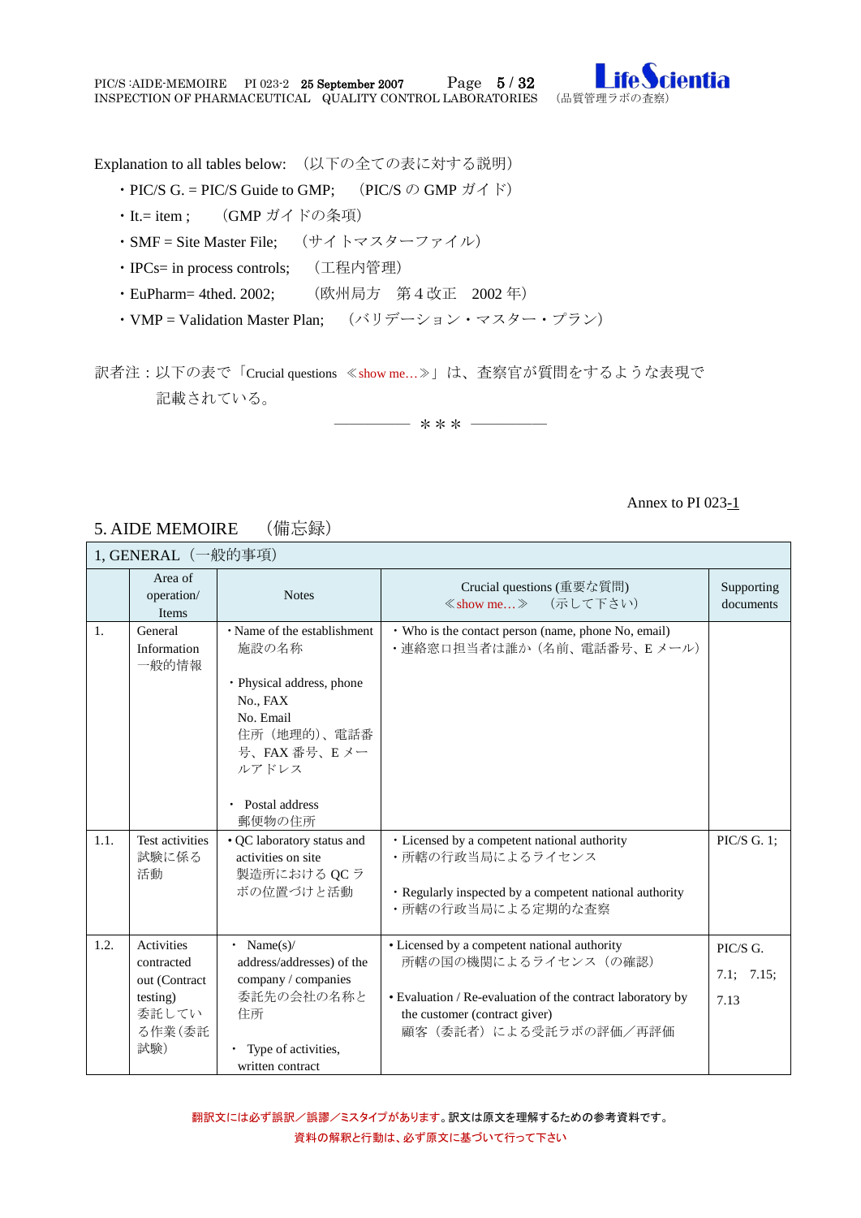Explanation to all tables below: （以下の全ての表に対する説明）

- ・PIC/S G. = PIC/S Guide to GMP; （PIC/S の GMP ガイド）
- ・It.= item ; （GMP ガイドの条項）
- ・SMF = Site Master File; （サイトマスターファイル）
- ・IPCs= in process controls; （工程内管理）
- ・EuPharm= 4thed. 2002; （欧州局方 第４改正 2002 年）
- ・VMP = Validation Master Plan; （バリデーション・マスター・プラン）

訳者注：以下の表で「Crucial questions ≪show me…≫」は、査察官が質問をするような表現で記載されている。

―――――― ＊＊＊ ――――――

Annex to PI 023-1

## 5. AIDE MEMOIRE （備忘録）

| 1, GENERAL（一般的事項） | | | | |
|---|---|---|---|---|
| | Area of operation/ Items | Notes | Crucial questions (重要な質問) ≪show me…≫ （示して下さい） | Supporting documents |
| 1. | General Information 一般的情報 | ・Name of the establishment 施設の名称<br><br>・Physical address, phone No., FAX No. Email 住所（地理的）、電話番号、FAX 番号、E メールアドレス<br><br>・ Postal address 郵便物の住所 | ・Who is the contact person (name, phone No, email)<br>・連絡窓口担当者は誰か（名前、電話番号、E メール） | |
| 1.1. | Test activities 試験に係る活動 | ・QC laboratory status and activities on site 製造所における QC ラボの位置づけと活動 | ・Licensed by a competent national authority<br>・所轄の行政当局によるライセンス<br><br>・Regularly inspected by a competent national authority<br>・所轄の行政当局による定期的な査察 | PIC/S G. 1; |
| 1.2. | Activities contracted out (Contract testing) 委託している作業（委託試験） | ・ Name(s)/ address/addresses) of the company / companies 委託先の会社の名称と住所<br><br>・ Type of activities, written contract | • Licensed by a competent national authority 所轄の国の機関によるライセンス（の確認）<br><br>• Evaluation / Re-evaluation of the contract laboratory by the customer (contract giver) 顧客（委託者）による受託ラボの評価／再評価 | PIC/S G. 7.1; 7.15; 7.13 |

翻訳文には必ず誤訳／誤謬／ミスタイプがあります。訳文は原文を理解するための参考資料です。
資料の解釈と行動は、必ず原文に基づいて行って下さい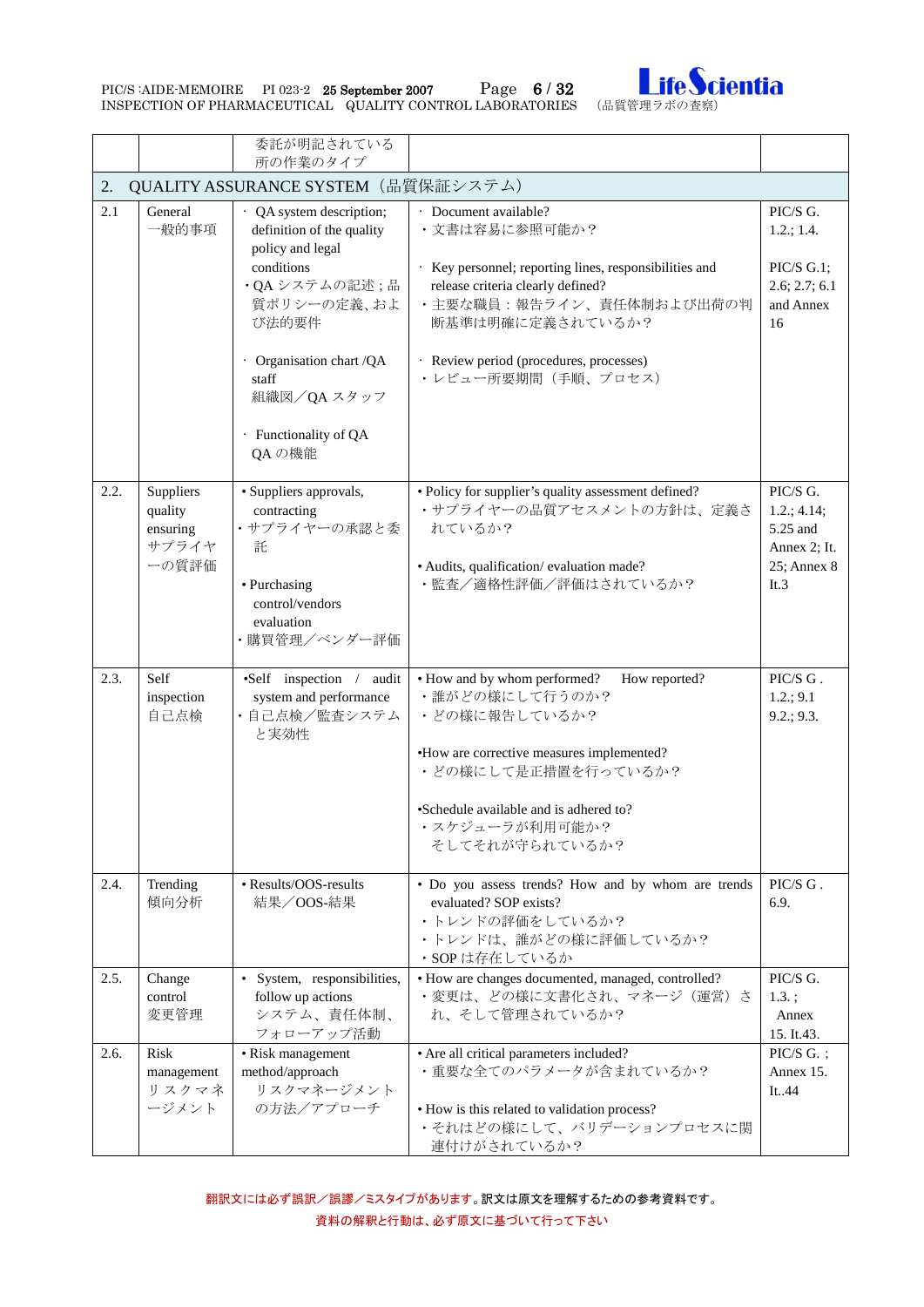| | | 委託が明記されている所の作業のタイプ | | |
|---|---|---|---|---|
| **2. QUALITY ASSURANCE SYSTEM（品質保証システム）** | | | | |
| 2.1 | General<br>一般的事項 | · QA system description; definition of the quality policy and legal conditions<br>・QA システムの記述；品質ポリシーの定義、および法的要件<br><br>· Organisation chart /QA staff<br>組織図／QA スタッフ<br><br>· Functionality of QA<br>QA の機能 | · Document available?<br>・文書は容易に参照可能か？<br><br>· Key personnel; reporting lines, responsibilities and release criteria clearly defined?<br>・主要な職員：報告ライン、責任体制および出荷の判断基準は明確に定義されているか？<br><br>· Review period (procedures, processes)<br>・レビュー所要期間（手順、プロセス） | PIC/S G. 1.2.; 1.4.<br><br>PIC/S G.1; 2.6; 2.7; 6.1 and Annex 16 |
| 2.2. | Suppliers quality ensuring<br>サプライヤーの質評価 | • Suppliers approvals, contracting<br>・サプライヤーの承認と委託<br><br>• Purchasing control/vendors evaluation<br>・購買管理／ベンダー評価 | • Policy for supplier's quality assessment defined?<br>・サプライヤーの品質アセスメントの方針は、定義されているか？<br><br>• Audits, qualification/ evaluation made?<br>・監査／適格性評価／評価はされているか？ | PIC/S G. 1.2.; 4.14; 5.25 and Annex 2; It. 25; Annex 8 It.3 |
| 2.3. | Self inspection<br>自己点検 | •Self inspection / audit system and performance<br>・自己点検／監査システムと実効性 | • How and by whom performed? How reported?<br>・誰がどの様にして行うのか？<br>・どの様に報告しているか？<br><br>•How are corrective measures implemented?<br>・どの様にして是正措置を行っているか？<br><br>•Schedule available and is adhered to?<br>・スケジューラが利用可能か？<br>そしてそれが守られているか？ | PIC/S G . 1.2.; 9.1 9.2.; 9.3. |
| 2.4. | Trending<br>傾向分析 | • Results/OOS-results<br>結果／OOS-結果 | • Do you assess trends? How and by whom are trends evaluated? SOP exists?<br>・トレンドの評価をしているか？<br>・トレンドは、誰がどの様に評価しているか？<br>・SOP は存在しているか | PIC/S G . 6.9. |
| 2.5. | Change control<br>変更管理 | • System, responsibilities, follow up actions<br>システム、責任体制、フォローアップ活動 | • How are changes documented, managed, controlled?<br>・変更は、どの様に文書化され、マネージ（運営）され、そして管理されているか？ | PIC/S G. 1.3. ; Annex 15. It.43. |
| 2.6. | Risk management<br>リスクマネージメント | • Risk management method/approach<br>リスクマネージメントの方法／アプローチ | • Are all critical parameters included?<br>・重要な全てのパラメータが含まれているか？<br><br>• How is this related to validation process?<br>・それはどの様にして、バリデーションプロセスに関連付けがされているか？ | PIC/S G. ; Annex 15. It..44 |

翻訳文には必ず誤訳／誤謬／ミスタイプがあります。訳文は原文を理解するための参考資料です。
資料の解釈と行動は、必ず原文に基づいて行って下さい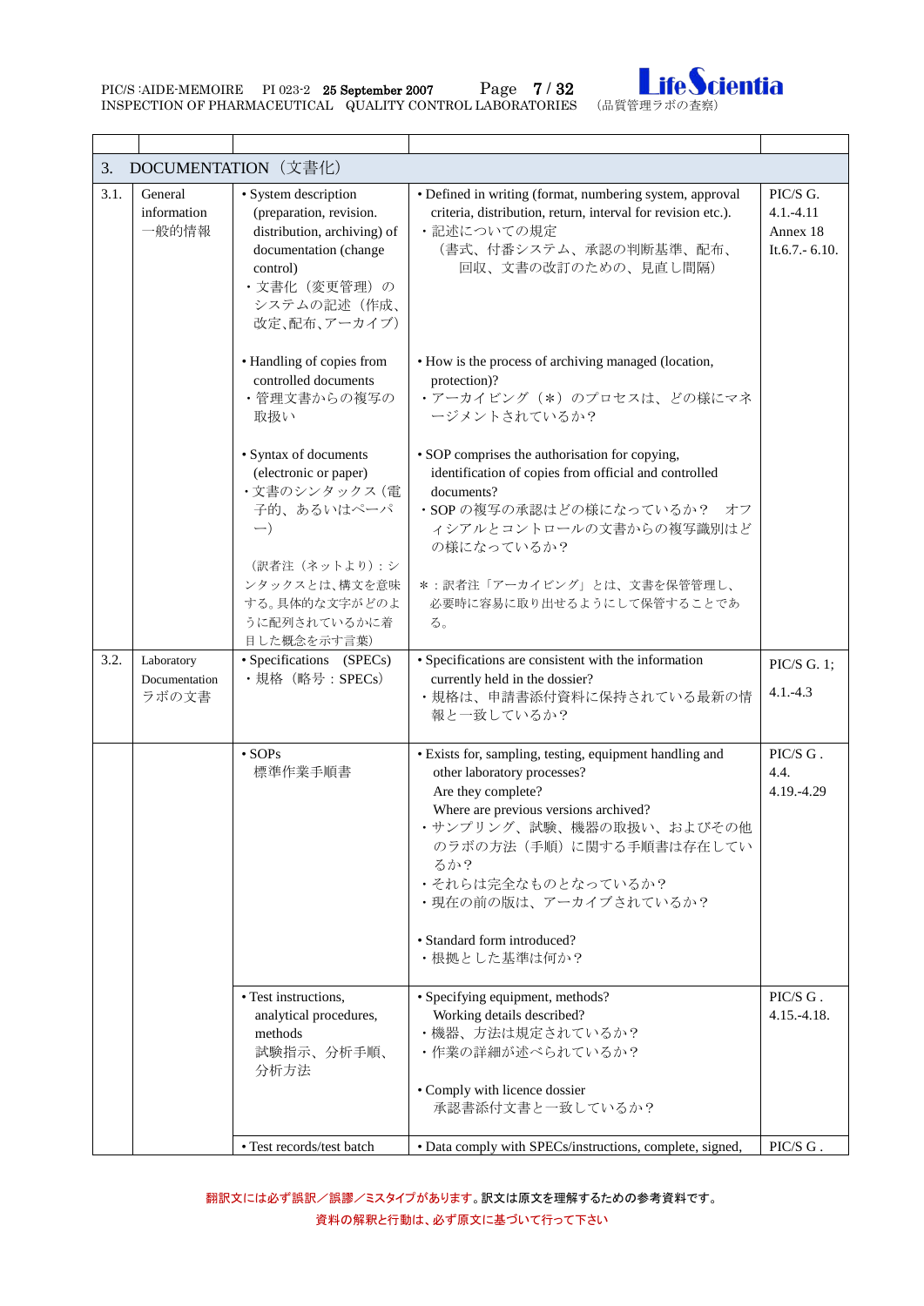| | | | | |
|---|---|---|---|---|
| **3.** | **DOCUMENTATION（文書化）** | | | |
| 3.1. | General information<br>一般的情報 | • System description (preparation, revision. distribution, archiving) of documentation (change control)<br>・文書化（変更管理）のシステムの記述（作成、改定､配布､アーカイブ） | • Defined in writing (format, numbering system, approval criteria, distribution, return, interval for revision etc.).<br>・記述についての規定<br>（書式、付番システム、承認の判断基準、配布、回収、文書の改訂のための、見直し間隔） | PIC/S G. 4.1.-4.11<br>Annex 18<br>It.6.7.- 6.10. |
| | | • Handling of copies from controlled documents<br>・管理文書からの複写の取扱い | • How is the process of archiving managed (location, protection)?<br>・アーカイビング（*）のプロセスは、どの様にマネージメントされているか？ | |
| | | • Syntax of documents (electronic or paper)<br>・文書のシンタックス（電子的、あるいはペーパー）<br><br>（訳者注（ネットより）：シンタックスとは､構文を意味する｡具体的な文字がどのように配列されているかに着目した概念を示す言葉） | • SOP comprises the authorisation for copying, identification of copies from official and controlled documents?<br>・SOP の複写の承認はどの様になっているか？　オフィシアルとコントロールの文書からの複写識別はどの様になっているか？<br><br>*：訳者注「アーカイビング」とは、文書を保管管理し、必要時に容易に取り出せるようにして保管することである。 | |
| 3.2. | Laboratory Documentation<br>ラボの文書 | • Specifications　(SPECs)<br>・規格（略号：SPECs） | • Specifications are consistent with the information currently held in the dossier?<br>・規格は、申請書添付資料に保持されている最新の情報と一致しているか？ | PIC/S G. 1;<br>4.1.-4.3 |
| | | • SOPs<br>標準作業手順書 | • Exists for, sampling, testing, equipment handling and other laboratory processes?<br>Are they complete?<br>Where are previous versions archived?<br>・サンプリング、試験、機器の取扱い、およびその他のラボの方法（手順）に関する手順書は存在しているか？<br>・それらは完全なものとなっているか？<br>・現在の前の版は、アーカイブされているか？<br><br>• Standard form introduced?<br>・根拠とした基準は何か？ | PIC/S G .<br>4.4.<br>4.19.-4.29 |
| | | • Test instructions, analytical procedures, methods<br>試験指示、分析手順、分析方法 | • Specifying equipment, methods?<br>Working details described?<br>・機器、方法は規定されているか？<br>・作業の詳細が述べられているか？<br><br>• Comply with licence dossier<br>承認書添付文書と一致しているか？ | PIC/S G .<br>4.15.-4.18. |
| | | • Test records/test batch | • Data comply with SPECs/instructions, complete, signed, | PIC/S G . |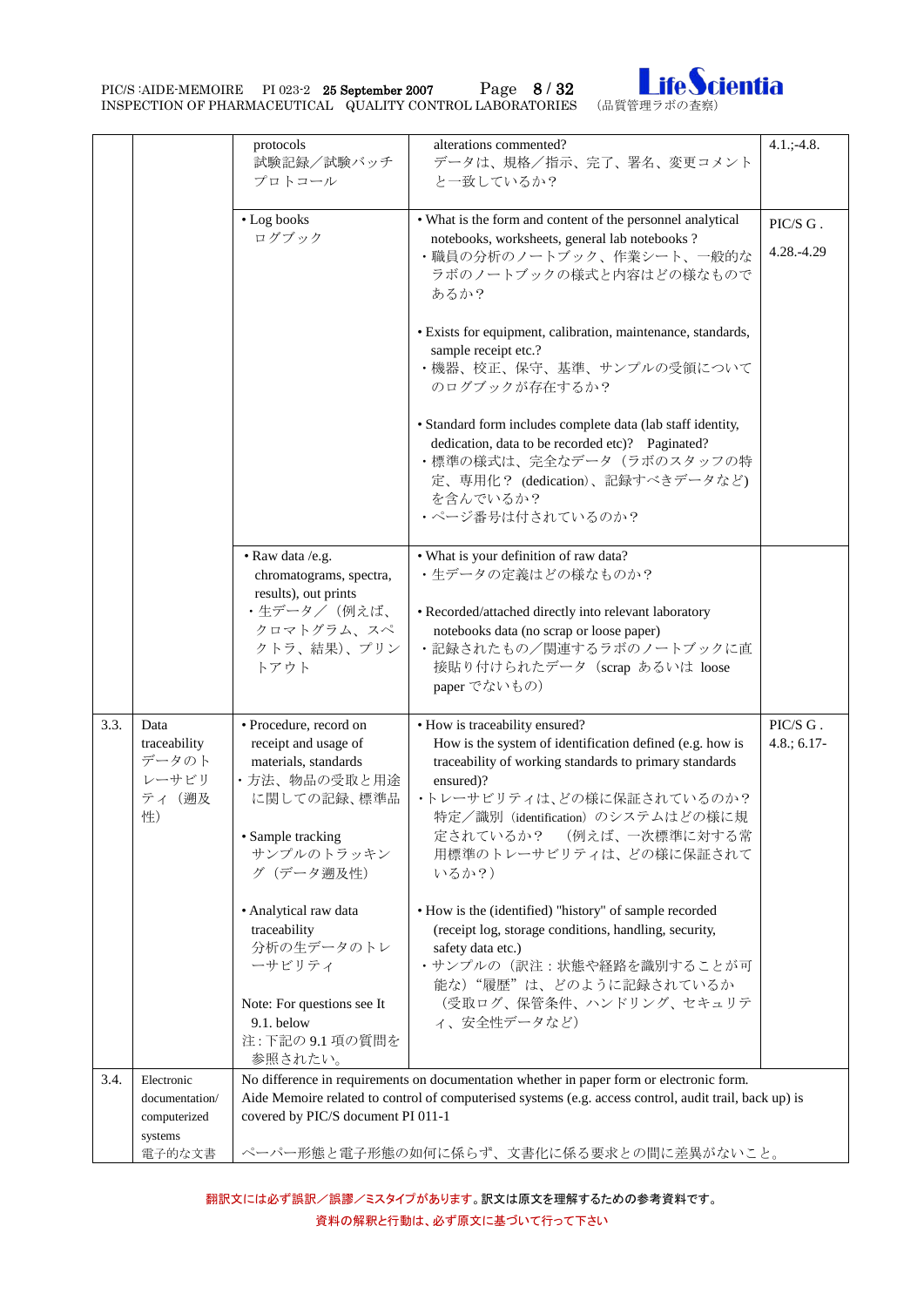| | | | | |
|---|---|---|---|---|
| | | protocols<br>試験記録／試験バッチプロトコール | alterations commented?<br>データは、規格／指示、完了、署名、変更コメントと一致しているか？ | 4.1.;-4.8. |
| | | • Log books<br>ログブック | • What is the form and content of the personnel analytical notebooks, worksheets, general lab notebooks ?<br>・職員の分析のノートブック、作業シート、一般的なラボのノートブックの様式と内容はどの様なものであるか？<br><br>• Exists for equipment, calibration, maintenance, standards, sample receipt etc.?<br>・機器、校正、保守、基準、サンプルの受領についてのログブックが存在するか？<br><br>• Standard form includes complete data (lab staff identity, dedication, data to be recorded etc)? Paginated?<br>・標準の様式は、完全なデータ（ラボのスタッフの特定、専用化？ (dedication)、記録すべきデータなど）を含んでいるか？<br>・ページ番号は付されているのか？ | PIC/S G .<br>4.28.-4.29 |
| | | • Raw data /e.g. chromatograms, spectra, results), out prints<br>・生データ／（例えば、クロマトグラム、スペクトラ、結果）、プリントアウト | • What is your definition of raw data?<br>・生データの定義はどの様なものか？<br><br>• Recorded/attached directly into relevant laboratory notebooks data (no scrap or loose paper)<br>・記録されたもの／関連するラボのノートブックに直接貼り付けられたデータ（scrap あるいは loose paper でないもの） | |
| 3.3. | Data traceability<br>データのトレーサビリティ（遡及性） | • Procedure, record on receipt and usage of materials, standards<br>・方法、物品の受取と用途に関しての記録、標準品<br><br>• Sample tracking<br>サンプルのトラッキング（データ遡及性）<br><br>• Analytical raw data traceability<br>分析の生データのトレーサビリティ<br><br>Note: For questions see It 9.1. below<br>注：下記の 9.1 項の質問を参照されたい。 | • How is traceability ensured?<br>How is the system of identification defined (e.g. how is traceability of working standards to primary standards ensured)?<br>・トレーサビリティは、どの様に保証されているのか？<br>特定／識別（identification）のシステムはどの様に規定されているか？ （例えば、一次標準に対する常用標準のトレーサビリティは、どの様に保証されているか？）<br><br>• How is the (identified) "history" of sample recorded (receipt log, storage conditions, handling, security, safety data etc.)<br>・サンプルの（訳注：状態や経路を識別することが可能な）"履歴"は、どのように記録されているか（受取ログ、保管条件、ハンドリング、セキュリティ、安全性データなど） | PIC/S G .<br>4.8.; 6.17- |
| 3.4. | Electronic documentation/ computerized systems<br>電子的な文書 | No difference in requirements on documentation whether in paper form or electronic form.<br>Aide Memoire related to control of computerised systems (e.g. access control, audit trail, back up) is covered by PIC/S document PI 011-1<br><br>ペーパー形態と電子形態の如何に係らず、文書化に係る要求との間に差異がないこと。 | | |

翻訳文には必ず誤訳／誤謬／ミスタイプがあります。訳文は原文を理解するための参考資料です。
資料の解釈と行動は、必ず原文に基づいて行って下さい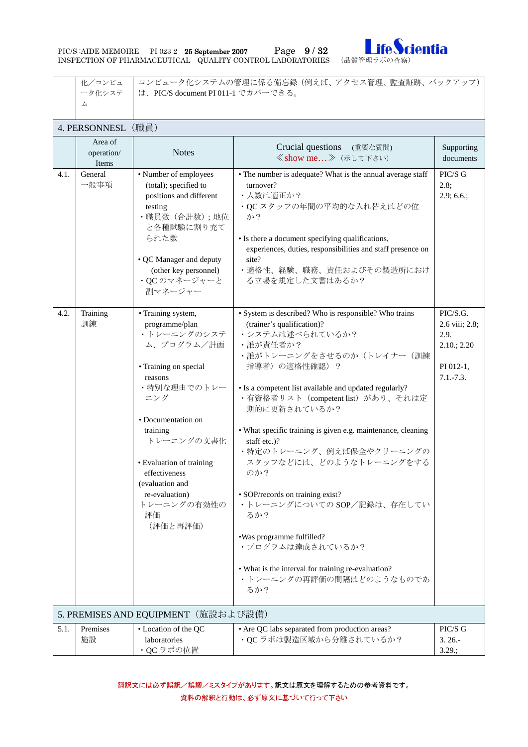| | 化／コンピュータ化システム | コンピュータ化システムの管理に係る備忘録（例えば、アクセス管理、監査証跡、バックアップ）は、PIC/S document PI 011-1 でカバーできる。 | | |
|---|---|---|---|---|
| **4. PERSONNESL（職員）** | | | | |
| | Area of operation/ Items | Notes | Crucial questions （重要な質問） ≪show me…≫（示して下さい） | Supporting documents |
| 4.1. | General 一般事項 | • Number of employees (total); specified to positions and different testing ・職員数（合計数）；地位と各種試験に割り充てられた数<br><br>• QC Manager and deputy (other key personnel) ・QC のマネージャーと副マネージャー | • The number is adequate? What is the annual average staff turnover? ・人数は適正か？ ・QC スタッフの年間の平均的な入れ替えはどの位か？<br><br>• Is there a document specifying qualifications, experiences, duties, responsibilities and staff presence on site? ・適格性、経験、職務、責任およびその製造所における立場を規定した文書はあるか？ | PIC/S G 2.8; 2.9; 6.6.; |
| 4.2. | Training 訓練 | • Training system, programme/plan ・トレーニングのシステム、プログラム／計画<br><br>• Training on special reasons ・特別な理由でのトレーニング<br><br>• Documentation on training トレーニングの文書化<br><br>• Evaluation of training effectiveness (evaluation and re-evaluation) トレーニングの有効性の評価 （評価と再評価） | • System is described? Who is responsible? Who trains (trainer's qualification)? ・システムは述べられているか？ ・誰が責任者か？ ・誰がトレーニングをさせるのか（トレイナー（訓練指導者）の適格性確認）？<br><br>• Is a competent list available and updated regularly? ・有資格者リスト（competent list）があり、それは定期的に更新されているか？<br><br>• What specific training is given e.g. maintenance, cleaning staff etc.)? ・特定のトレーニング、例えば保全やクリーニングのスタッフなどには、どのようなトレーニングをするのか？<br><br>• SOP/records on training exist? ・トレーニングについての SOP／記録は、存在しているか？<br><br>•Was programme fulfilled? ・プログラムは達成されているか？<br><br>• What is the interval for training re-evaluation? ・トレーニングの再評価の間隔はどのようなものであるか？ | PIC/S.G. 2.6 viii; 2.8; 2.9. 2.10.; 2.20<br><br>PI 012-1, 7.1.-7.3. |
| **5. PREMISES AND EQUIPMENT（施設および設備）** | | | | |
| 5.1. | Premises 施設 | • Location of the QC laboratories ・QC ラボの位置 | • Are QC labs separated from production areas? ・QC ラボは製造区域から分離されているか？ | PIC/S G 3. 26.- 3.29.; |

翻訳文には必ず誤訳／誤謬／ミスタイプがあります。訳文は原文を理解するための参考資料です。
資料の解釈と行動は、必ず原文に基づいて行って下さい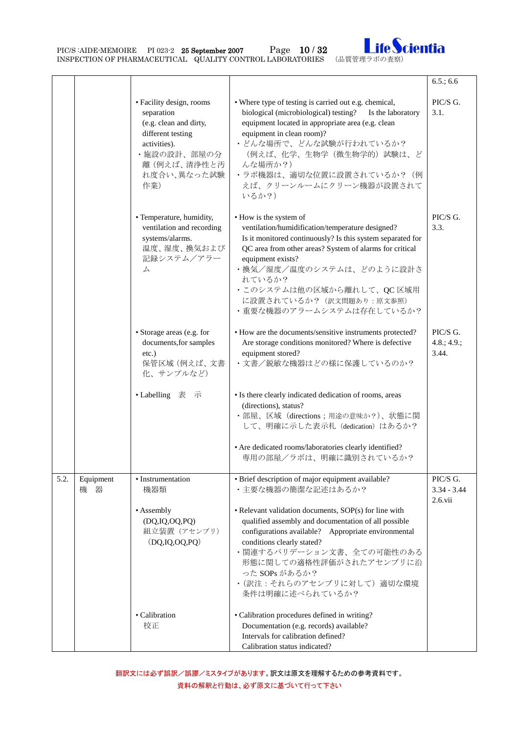| | | | | |
|---|---|---|---|---|
| | | | | 6.5.; 6.6 |
| | | • Facility design, rooms separation (e.g. clean and dirty, different testing activities).<br>・施設の設計、部屋の分離（例えば、清浄性と汚れ度合い、異なった試験作業） | • Where type of testing is carried out e.g. chemical, biological (microbiological) testing? Is the laboratory equipment located in appropriate area (e.g. clean equipment in clean room)?<br>・どんな場所で、どんな試験が行われているか？（例えば、化学、生物学（微生物学的）試験は、どんな場所か？）<br>・ラボ機器は、適切な位置に設置されているか？（例えば、クリーンルームにクリーン機器が設置されているか？） | PIC/S G. 3.1. |
| | | • Temperature, humidity, ventilation and recording systems/alarms.<br>温度、湿度、換気および記録システム／アラーム | • How is the system of ventilation/humidification/temperature designed? Is it monitored continuously? Is this system separated for QC area from other areas? System of alarms for critical equipment exists?<br>・換気／湿度／温度のシステムは、どのように設計されているか？<br>・このシステムは他の区域から離れして、QC 区域用に設置されているか？（訳文問題あり：原文参照）<br>・重要な機器のアラームシステムは存在しているか？ | PIC/S G. 3.3. |
| | | • Storage areas (e.g. for documents,for samples etc.)<br>保管区域（例えば、文書化、サンプルなど） | • How are the documents/sensitive instruments protected? Are storage conditions monitored? Where is defective equipment stored?<br>・文書／鋭敏な機器はどの様に保護しているのか？ | PIC/S G. 4.8.; 4.9.; 3.44. |
| | | • Labelling 表 示 | • Is there clearly indicated dedication of rooms, areas (directions), status?<br>・部屋、区域（directions；用途の意味か？）、状態に関して、明確に示した表示札（dedication）はあるか？<br><br>• Are dedicated rooms/laboratories clearly identified?<br>専用の部屋／ラボは、明確に識別されているか？ | |
| 5.2. | Equipment<br>機 器 | • Instrumentation<br>機器類 | • Brief description of major equipment available?<br>・主要な機器の簡潔な記述はあるか？ | PIC/S G. 3.34 - 3.44 2.6.vii |
| | | • Assembly (DQ,IQ,OQ,PQ)<br>組立装置（アセンブリ）（DQ,IQ,OQ,PQ） | • Relevant validation documents, SOP(s) for line with qualified assembly and documentation of all possible configurations available? Appropriate environmental conditions clearly stated?<br>・関連するバリデーション文書、全ての可能性のある形態に関しての適格性評価がされたアセンブリに沿った SOPs があるか？<br>・（訳注：それらのアセンブリに対して）適切な環境条件は明確に述べられているか？ | |
| | | • Calibration<br>校正 | • Calibration procedures defined in writing? Documentation (e.g. records) available? Intervals for calibration defined? Calibration status indicated? | |

翻訳文には必ず誤訳／誤謬／ミスタイプがあります。訳文は原文を理解するための参考資料です。
資料の解釈と行動は、必ず原文に基づいて行って下さい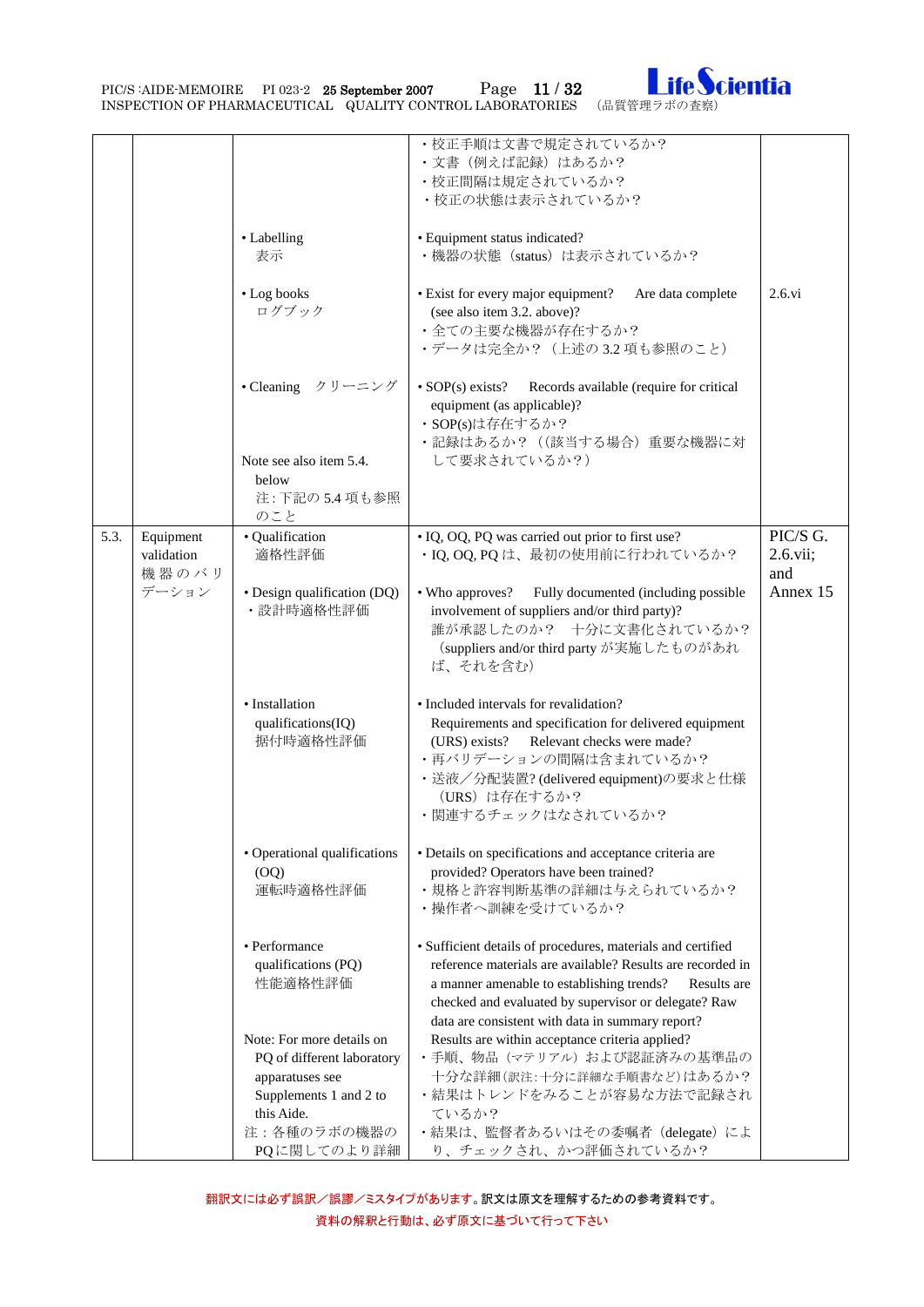| | | | | |
|---|---|---|---|---|
| | | | ・校正手順は文書で規定されているか？<br>・文書（例えば記録）はあるか？<br>・校正間隔は規定されているか？<br>・校正の状態は表示されているか？ | |
| | | • Labelling<br>表示 | • Equipment status indicated?<br>・機器の状態（status）は表示されているか？ | |
| | | • Log books<br>ログブック | • Exist for every major equipment? Are data complete (see also item 3.2. above)?<br>・全ての主要な機器が存在するか？<br>・データは完全か？（上述の 3.2 項も参照のこと） | 2.6.vi |
| | | • Cleaning クリーニング<br><br>Note see also item 5.4. below<br>注：下記の 5.4 項も参照のこと | • SOP(s) exists? Records available (require for critical equipment (as applicable)?<br>・SOP(s)は存在するか？<br>・記録はあるか？（(該当する場合）重要な機器に対して要求されているか？） | |
| 5.3. | Equipment validation<br>機器のバリデーション | • Qualification<br>適格性評価 | • IQ, OQ, PQ was carried out prior to first use?<br>・IQ, OQ, PQ は、最初の使用前に行われているか？ | PIC/S G. 2.6.vii; and Annex 15 |
| | | • Design qualification (DQ)<br>・設計時適格性評価 | • Who approves? Fully documented (including possible involvement of suppliers and/or third party)?<br>誰が承認したのか？ 十分に文書化されているか？（suppliers and/or third party が実施したものがあれば、それを含む） | |
| | | • Installation qualifications(IQ)<br>据付時適格性評価 | • Included intervals for revalidation?<br>Requirements and specification for delivered equipment (URS) exists? Relevant checks were made?<br>・再バリデーションの間隔は含まれているか？<br>・送液／分配装置? (delivered equipment)の要求と仕様（URS）は存在するか？<br>・関連するチェックはなされているか？ | |
| | | • Operational qualifications (OQ)<br>運転時適格性評価 | • Details on specifications and acceptance criteria are provided? Operators have been trained?<br>・規格と許容判断基準の詳細は与えられているか？<br>・操作者へ訓練を受けているか？ | |
| | | • Performance qualifications (PQ)<br>性能適格性評価<br><br>Note: For more details on PQ of different laboratory apparatuses see Supplements 1 and 2 to this Aide.<br>注：各種のラボの機器の PQ に関してのより詳細 | • Sufficient details of procedures, materials and certified reference materials are available? Results are recorded in a manner amenable to establishing trends? Results are checked and evaluated by supervisor or delegate? Raw data are consistent with data in summary report? Results are within acceptance criteria applied?<br>・手順、物品（マテリアル）および認証済みの基準品の十分な詳細(訳注:十分に詳細な手順書など)はあるか？<br>・結果はトレンドをみることが容易な方法で記録されているか？<br>・結果は、監督者あるいはその委嘱者（delegate）により、チェックされ、かつ評価されているか？ | |

翻訳文には必ず誤訳／誤謬／ミスタイプがあります。訳文は原文を理解するための参考資料です。
資料の解釈と行動は、必ず原文に基づいて行って下さい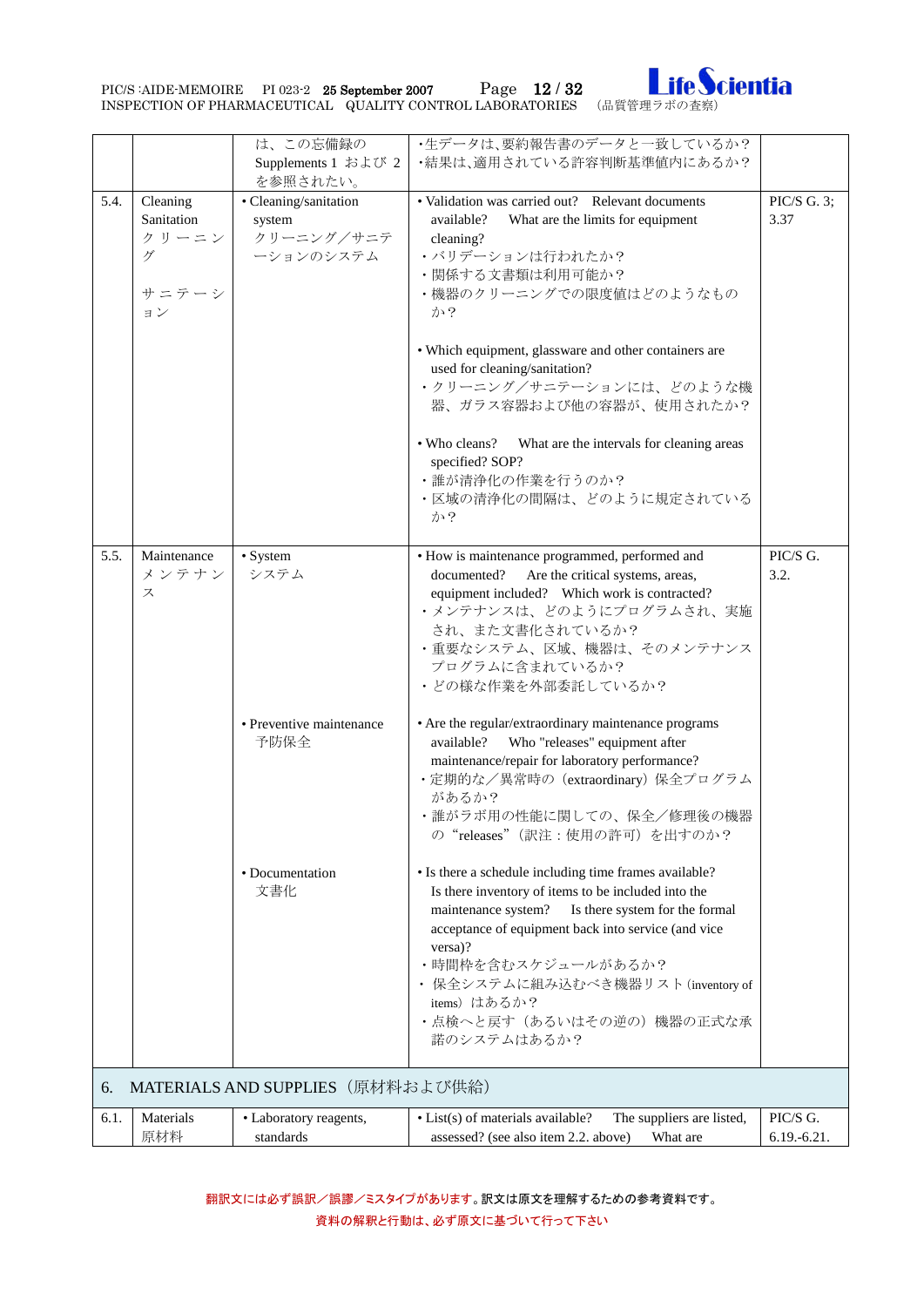| | | | | |
|---|---|---|---|---|
| | | は、この忘備録の Supplements 1 および 2 を参照されたい。 | ･生データは､要約報告書のデータと一致しているか？<br>･結果は､適用されている許容判断基準値内にあるか？ | |
| 5.4. | Cleaning Sanitation<br>クリーニング<br>サニテーション | • Cleaning/sanitation system<br>クリーニング／サニテーションのシステム | • Validation was carried out? Relevant documents available? What are the limits for equipment cleaning?<br>・バリデーションは行われたか？<br>・関係する文書類は利用可能か？<br>・機器のクリーニングでの限度値はどのようなものか？<br><br>• Which equipment, glassware and other containers are used for cleaning/sanitation?<br>・クリーニング／サニテーションには、どのような機器、ガラス容器および他の容器が、使用されたか？<br><br>• Who cleans? What are the intervals for cleaning areas specified? SOP?<br>・誰が清浄化の作業を行うのか？<br>・区域の清浄化の間隔は、どのように規定されているか？ | PIC/S G. 3; 3.37 |
| 5.5. | Maintenance<br>メンテナンス | • System<br>システム | • How is maintenance programmed, performed and documented? Are the critical systems, areas, equipment included? Which work is contracted?<br>・メンテナンスは、どのようにプログラムされ、実施され、また文書化されているか？<br>・重要なシステム、区域、機器は、そのメンテナンスプログラムに含まれているか？<br>・どの様な作業を外部委託しているか？ | PIC/S G. 3.2. |
| | | • Preventive maintenance<br>予防保全 | • Are the regular/extraordinary maintenance programs available? Who "releases" equipment after maintenance/repair for laboratory performance?<br>・定期的な／異常時の（extraordinary）保全プログラムがあるか？<br>・誰がラボ用の性能に関しての、保全／修理後の機器の"releases"（訳注：使用の許可）を出すのか？ | |
| | | • Documentation<br>文書化 | • Is there a schedule including time frames available? Is there inventory of items to be included into the maintenance system? Is there system for the formal acceptance of equipment back into service (and vice versa)?<br>・時間枠を含むスケジュールがあるか？<br>・保全システムに組み込むべき機器リスト（inventory of items）はあるか？<br>・点検へと戻す（あるいはその逆の）機器の正式な承諾のシステムはあるか？ | |
| **6.** | **MATERIALS AND SUPPLIES（原材料および供給）** | | | |
| 6.1. | Materials<br>原材料 | • Laboratory reagents, standards | • List(s) of materials available? The suppliers are listed, assessed? (see also item 2.2. above) What are | PIC/S G. 6.19.-6.21. |

翻訳文には必ず誤訳／誤謬／ミスタイプがあります。訳文は原文を理解するための参考資料です。
資料の解釈と行動は、必ず原文に基づいて行って下さい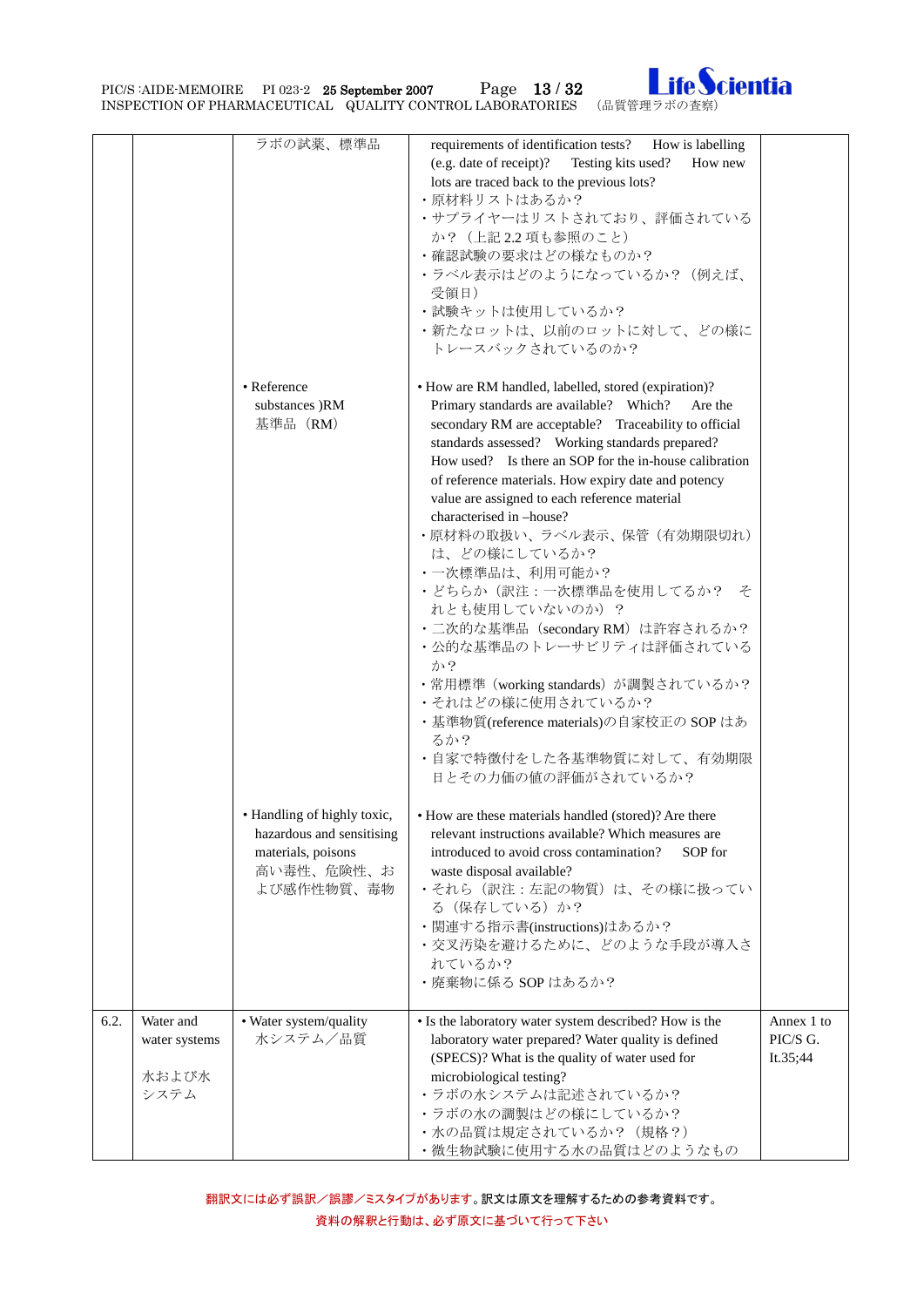| | | | | |
|---|---|---|---|---|
| | | ラボの試薬、標準品 | requirements of identification tests? How is labelling (e.g. date of receipt)? Testing kits used? How new lots are traced back to the previous lots?<br>・原材料リストはあるか？<br>・サプライヤーはリストされており、評価されているか？（上記 2.2 項も参照のこと）<br>・確認試験の要求はどの様なものか？<br>・ラベル表示はどのようになっているか？（例えば、受領日）<br>・試験キットは使用しているか？<br>・新たなロットは、以前のロットに対して、どの様にトレースバックされているのか？ | |
| | | • Reference substances )RM<br>基準品（RM） | • How are RM handled, labelled, stored (expiration)? Primary standards are available? Which? Are the secondary RM are acceptable? Traceability to official standards assessed? Working standards prepared? How used? Is there an SOP for the in-house calibration of reference materials. How expiry date and potency value are assigned to each reference material characterised in –house?<br>・原材料の取扱い、ラベル表示、保管（有効期限切れ）は、どの様にしているか？<br>・一次標準品は、利用可能か？<br>・どちらか（訳注：一次標準品を使用してるか？ それとも使用していないのか）？<br>・二次的な基準品（secondary RM）は許容されるか？<br>・公的な基準品のトレーサビリティは評価されているか？<br>・常用標準（working standards）が調製されているか？<br>・それはどの様に使用されているか？<br>・基準物質(reference materials)の自家校正の SOP はあるか？<br>・自家で特徴付をした各基準物質に対して、有効期限日とその力価の値の評価がされているか？ | |
| | | • Handling of highly toxic, hazardous and sensitising materials, poisons<br>高い毒性、危険性、および感作性物質、毒物 | • How are these materials handled (stored)? Are there relevant instructions available? Which measures are introduced to avoid cross contamination? SOP for waste disposal available?<br>・それら（訳注：左記の物質）は、その様に扱っている（保存している）か？<br>・関連する指示書(instructions)はあるか？<br>・交叉汚染を避けるために、どのような手段が導入されているか？<br>・廃棄物に係る SOP はあるか？ | |
| 6.2. | Water and water systems<br><br>水および水システム | • Water system/quality<br>水システム／品質 | • Is the laboratory water system described? How is the laboratory water prepared? Water quality is defined (SPECS)? What is the quality of water used for microbiological testing?<br>・ラボの水システムは記述されているか？<br>・ラボの水の調製はどの様にしているか？<br>・水の品質は規定されているか？（規格？）<br>・微生物試験に使用する水の品質はどのようなもの | Annex 1 to PIC/S G. It.35;44 |

翻訳文には必ず誤訳／誤謬／ミスタイプがあります。訳文は原文を理解するための参考資料です。
資料の解釈と行動は、必ず原文に基づいて行って下さい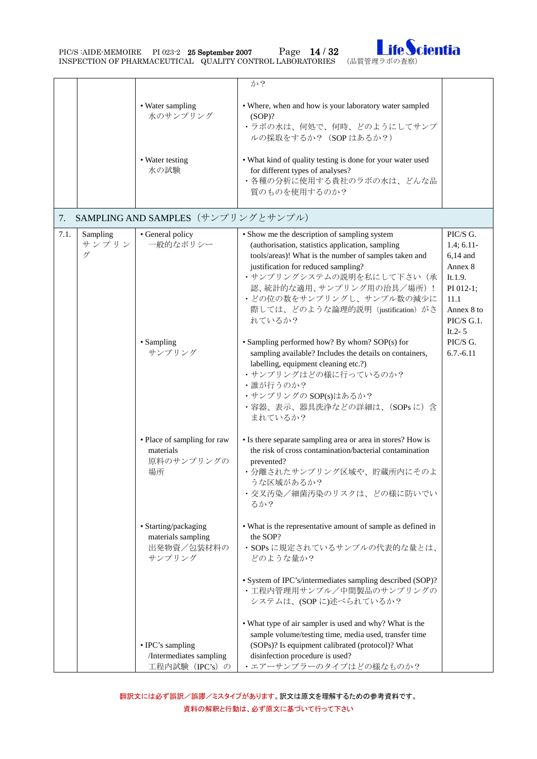| | | | | |
|---|---|---|---|---|
| | | | か？ | |
| | | • Water sampling<br>水のサンプリング | • Where, when and how is your laboratory water sampled (SOP)?<br>・ラボの水は、何処で、何時、どのようにしてサンプルの採取をするか？（SOP はあるか？） | |
| | | • Water testing<br>水の試験 | • What kind of quality testing is done for your water used for different types of analyses?<br>・各種の分析に使用する貴社のラボの水は、どんな品質のものを使用するのか？ | |
| **7.** | **SAMPLING AND SAMPLES（サンプリングとサンプル）** | | | |
| 7.1. | Sampling<br>サンプリング | • General policy<br>一般的なポリシー | • Show me the description of sampling system (authorisation, statistics application, sampling tools/areas)! What is the number of samples taken and justification for reduced sampling?<br>・サンプリングシステムの説明を私にして下さい（承認、統計的な適用、サンプリング用の治具／場所）！<br>・どの位の数をサンプリングし、サンプル数の減少に際しては、どのような論理的説明（justification）がされているか？ | PIC/S G. 1.4; 6.11-6,14 and Annex 8 It.1.9.<br>PI 012-1; 11.1<br>Annex 8 to PIC/S G.1. It.2- 5 |
| | | • Sampling<br>サンプリング | • Sampling performed how? By whom? SOP(s) for sampling available? Includes the details on containers, labelling, equipment cleaning etc.?)<br>・サンプリングはどの様に行っているのか？<br>・誰が行うのか？<br>・サンプリングの SOP(s)はあるか？<br>・容器、表示、器具洗浄などの詳細は、（SOPs に）含まれているか？ | PIC/S G. 6.7.-6.11 |
| | | • Place of sampling for raw materials<br>原料のサンプリングの場所 | • Is there separate sampling area or area in stores? How is the risk of cross contamination/bacterial contamination prevented?<br>・分離されたサンプリング区域や、貯蔵所内にそのような区域があるか？<br>・交叉汚染／細菌汚染のリスクは、どの様に防いでいるか？ | |
| | | • Starting/packaging materials sampling<br>出発物資／包装材料のサンプリング | • What is the representative amount of sample as defined in the SOP?<br>・SOPs に規定されているサンプルの代表的な量とは、どのような量か？ | |
| | | | • System of IPC's/intermediates sampling described (SOP)?<br>・工程内管理用サンプル／中間製品のサンプリングのシステムは、(SOP に)述べられているか？ | |
| | | • IPC's sampling /Intermediates sampling<br>工程内試験（IPC's）の | • What type of air sampler is used and why? What is the sample volume/testing time, media used, transfer time (SOPs)? Is equipment calibrated (protocol)? What disinfection procedure is used?<br>・エアーサンプラーのタイプはどの様なものか？ | |

翻訳文には必ず誤訳／誤謬／ミスタイプがあります。訳文は原文を理解するための参考資料です。
資料の解釈と行動は、必ず原文に基づいて行って下さい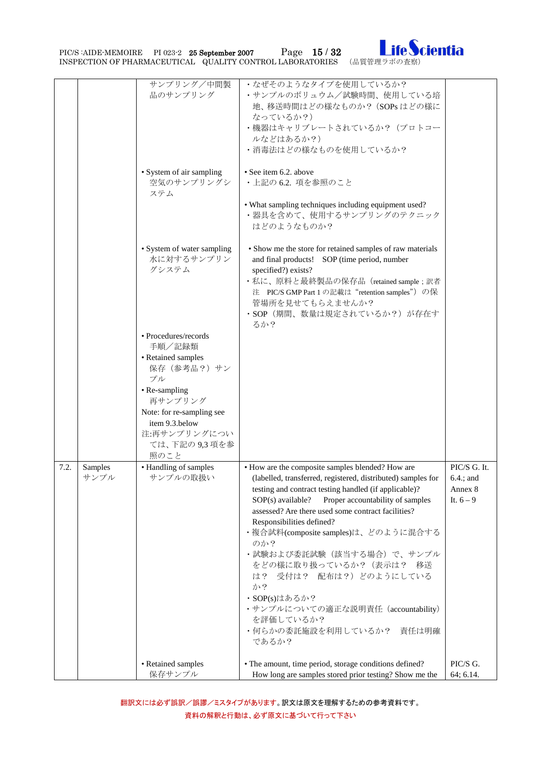| | | | | |
|---|---|---|---|---|
| | | サンプリング／中間製品のサンプリング | ・なぜそのようなタイプを使用しているか？<br>・サンプルのボリュウム／試験時間、使用している培地、移送時間はどの様なものか？（SOPs はどの様になっているか？）<br>・機器はキャリブレートされているか？（プロトコールなどはあるか？）<br>・消毒法はどの様なものを使用しているか？ | |
| | | • System of air sampling<br>空気のサンプリングシステム | • See item 6.2. above<br>・上記の 6.2. 項を参照のこと<br><br>• What sampling techniques including equipment used?<br>・器具を含めて、使用するサンプリングのテクニックはどのようなものか？ | |
| | | • System of water sampling<br>水に対するサンプリングシステム | • Show me the store for retained samples of raw materials and final products! SOP (time period, number specified?) exists?<br>・私に、原料と最終製品の保存品（retained sample；訳者注 PIC/S GMP Part 1 の記載は"retention samples"）の保管場所を見せてもらえませんか？<br>・SOP（期間、数量は規定されているか？）が存在するか？ | |
| | | • Procedures/records<br>手順／記録類<br>• Retained samples<br>保存（参考品？）サンプル<br>• Re-sampling<br>再サンプリング<br>Note: for re-sampling see item 9.3.below<br>注:再サンプリングについては、下記の 9,3 項を参照のこと | | |
| 7.2. | Samples<br>サンプル | • Handling of samples<br>サンプルの取扱い | • How are the composite samples blended? How are (labelled, transferred, registered, distributed) samples for testing and contract testing handled (if applicable)? SOP(s) available? Proper accountability of samples assessed? Are there used some contract facilities? Responsibilities defined?<br>・複合試料(composite samples)は、どのように混合するのか？<br>・試験および委託試験（該当する場合）で、サンプルをどの様に取り扱っているか？（表示は？ 移送は？ 受付は？ 配布は？）どのようにしているか？<br>・SOP(s)はあるか？<br>・サンプルについての適正な説明責任（accountability）を評価しているか？<br>・何らかの委託施設を利用しているか？ 責任は明確であるか？ | PIC/S G. It. 6.4.; and Annex 8 It. 6 – 9 |
| | | • Retained samples<br>保存サンプル | • The amount, time period, storage conditions defined? How long are samples stored prior testing? Show me the | PIC/S G. 64; 6.14. |

翻訳文には必ず誤訳／誤謬／ミスタイプがあります。訳文は原文を理解するための参考資料です。
資料の解釈と行動は、必ず原文に基づいて行って下さい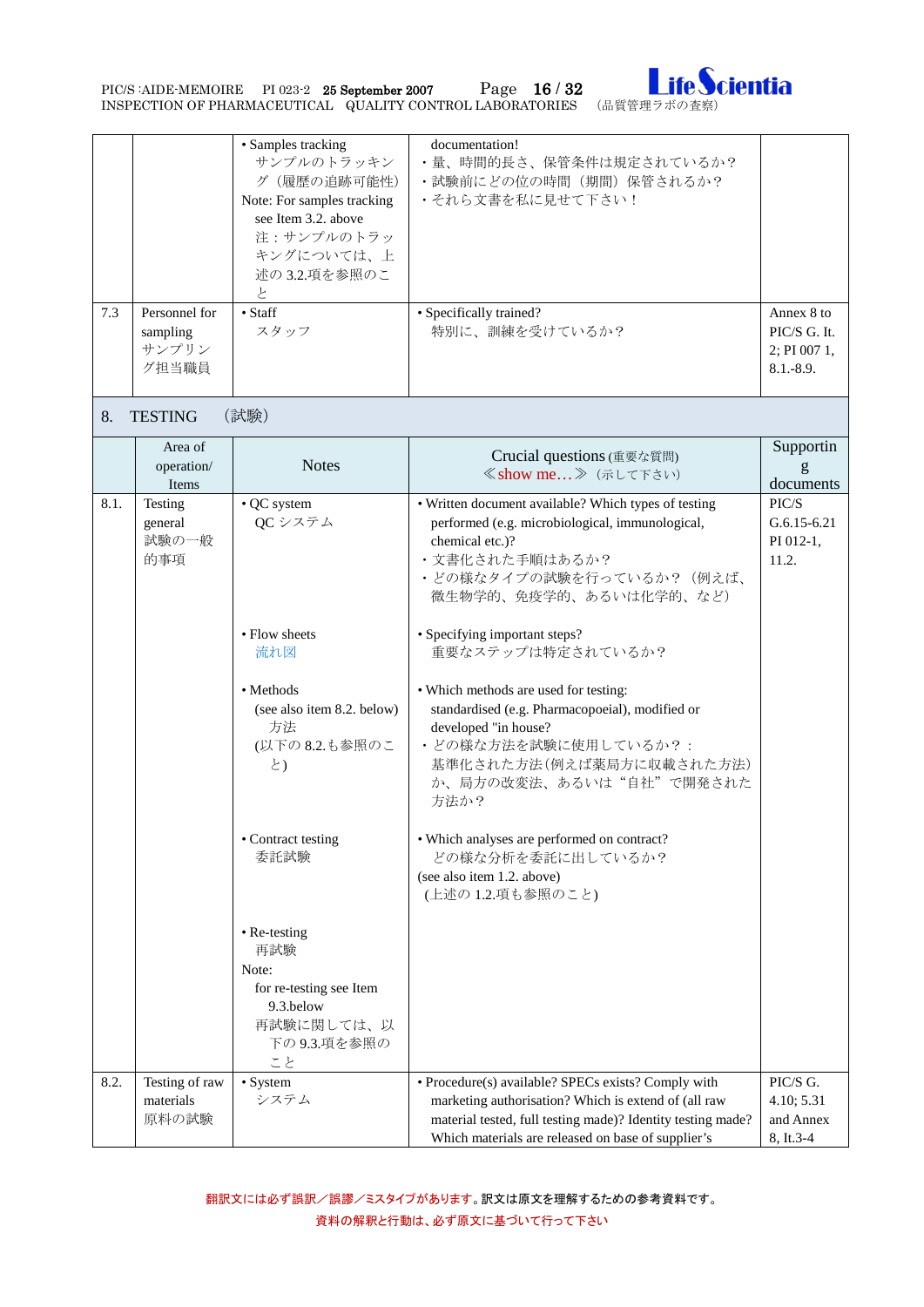| | | | | |
|---|---|---|---|---|
| | | • Samples tracking<br>サンプルのトラッキング（履歴の追跡可能性）<br>Note: For samples tracking see Item 3.2. above<br>注：サンプルのトラッキングについては、上述の 3.2.項を参照のこと | documentation!<br>・量、時間的長さ、保管条件は規定されているか？<br>・試験前にどの位の時間（期間）保管されるか？<br>・それら文書を私に見せて下さい！ | |
| 7.3 | Personnel for sampling<br>サンプリング担当職員 | • Staff<br>スタッフ | • Specifically trained?<br>特別に、訓練を受けているか？ | Annex 8 to PIC/S G. It. 2; PI 007 1, 8.1.-8.9. |

## 8. TESTING （試験）

| | Area of operation/ Items | Notes | Crucial questions (重要な質問)<br>≪show me…≫（示して下さい） | Supporting documents |
|---|---|---|---|---|
| 8.1. | Testing general<br>試験の一般的事項 | • QC system<br>QC システム | • Written document available? Which types of testing performed (e.g. microbiological, immunological, chemical etc.)?<br>・文書化された手順はあるか？<br>・どの様なタイプの試験を行っているか？（例えば、微生物学的、免疫学的、あるいは化学的、など） | PIC/S G.6.15-6.21 PI 012-1, 11.2. |
| | | • Flow sheets<br>流れ図 | • Specifying important steps?<br>重要なステップは特定されているか？ | |
| | | • Methods<br>(see also item 8.2. below)<br>方法<br>(以下の 8.2.も参照のこと) | • Which methods are used for testing: standardised (e.g. Pharmacopoeial), modified or developed "in house?<br>・どの様な方法を試験に使用しているか？：基準化された方法(例えば薬局方に収載された方法)か、局方の改変法、あるいは“自社”で開発された方法か？ | |
| | | • Contract testing<br>委託試験 | • Which analyses are performed on contract?<br>どの様な分析を委託に出しているか？<br>(see also item 1.2. above)<br>(上述の 1.2.項も参照のこと) | |
| | | • Re-testing<br>再試験<br>Note:<br>for re-testing see Item 9.3.below<br>再試験に関しては、以下の 9.3.項を参照のこと | | |
| 8.2. | Testing of raw materials<br>原料の試験 | • System<br>システム | • Procedure(s) available? SPECs exists? Comply with marketing authorisation? Which is extend of (all raw material tested, full testing made)? Identity testing made? Which materials are released on base of supplier's | PIC/S G. 4.10; 5.31 and Annex 8, It.3-4 |

翻訳文には必ず誤訳／誤謬／ミスタイプがあります。訳文は原文を理解するための参考資料です。
資料の解釈と行動は、必ず原文に基づいて行って下さい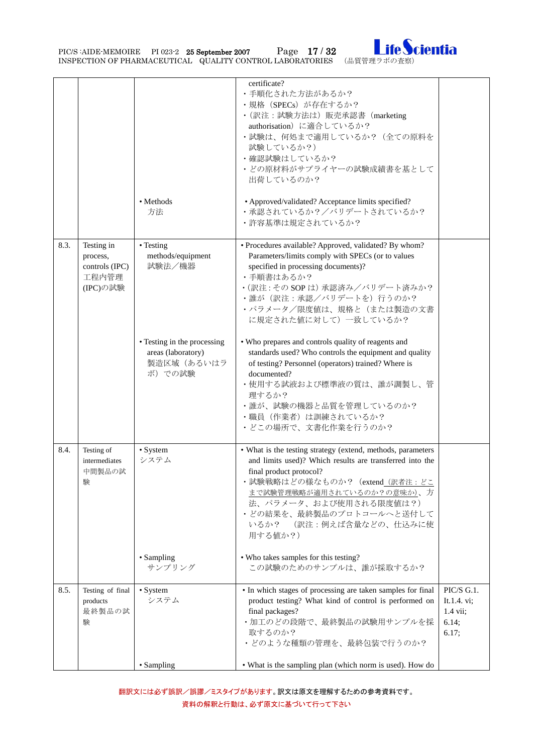| | | | | |
|---|---|---|---|---|
| | | | certificate?<br>・手順化された方法があるか？<br>・規格（SPECs）が存在するか？<br>・（訳注：試験方法は）販売承認書（marketing authorisation）に適合しているか？<br>・試験は、何処まで適用しているか？（全ての原料を試験しているか？）<br>・確認試験はしているか？<br>・どの原材料がサプライヤーの試験成績書を基として出荷しているのか？ | |
| | | • Methods<br>方法 | • Approved/validated? Acceptance limits specified?<br>・承認されているか？／バリデートされているか？<br>・許容基準は規定されているか？ | |
| 8.3. | Testing in process, controls (IPC)<br>工程内管理(IPC)の試験 | • Testing methods/equipment<br>試験法／機器 | • Procedures available? Approved, validated? By whom? Parameters/limits comply with SPECs (or to values specified in processing documents)?<br>・手順書はあるか？<br>・（訳注：その SOP は）承認済み／バリデート済みか？<br>・誰が（訳注：承認／バリデートを）行うのか？<br>・パラメータ／限度値は、規格と（または製造の文書に規定された値に対して）一致しているか？ | |
| | | • Testing in the processing areas (laboratory)<br>製造区域（あるいはラボ）での試験 | • Who prepares and controls quality of reagents and standards used? Who controls the equipment and quality of testing? Personnel (operators) trained? Where is documented?<br>・使用する試液および標準液の質は、誰が調製し、管理するか？<br>・誰が、試験の機器と品質を管理しているのか？<br>・職員（作業者）は訓練されているか？<br>・どこの場所で、文書化作業を行うのか？ | |
| 8.4. | Testing of intermediates<br>中間製品の試験 | • System<br>システム | • What is the testing strategy (extend, methods, parameters and limits used)? Which results are transferred into the final product protocol?<br>・試験戦略はどの様なものか？（extend（訳者注：どこまで試験管理戦略が適用されているのか？の意味か）、方法、パラメータ、および使用される限度値は？）<br>・どの結果を、最終製品のプロトコールへと送付しているか？　（訳注：例えば含量などの、仕込みに使用する値か？） | |
| | | • Sampling<br>サンプリング | • Who takes samples for this testing?<br>この試験のためのサンプルは、誰が採取するか？ | |
| 8.5. | Testing of final products<br>最終製品の試験 | • System<br>システム | • In which stages of processing are taken samples for final product testing? What kind of control is performed on final packages?<br>・加工のどの段階で、最終製品の試験用サンプルを採取するのか？<br>・どのような種類の管理を、最終包装で行うのか？ | PIC/S G.1. It.1.4. vi; 1.4 vii; 6.14; 6.17; |
| | | • Sampling | • What is the sampling plan (which norm is used). How do | |

翻訳文には必ず誤訳／誤謬／ミスタイプがあります。訳文は原文を理解するための参考資料です。
資料の解釈と行動は、必ず原文に基づいて行って下さい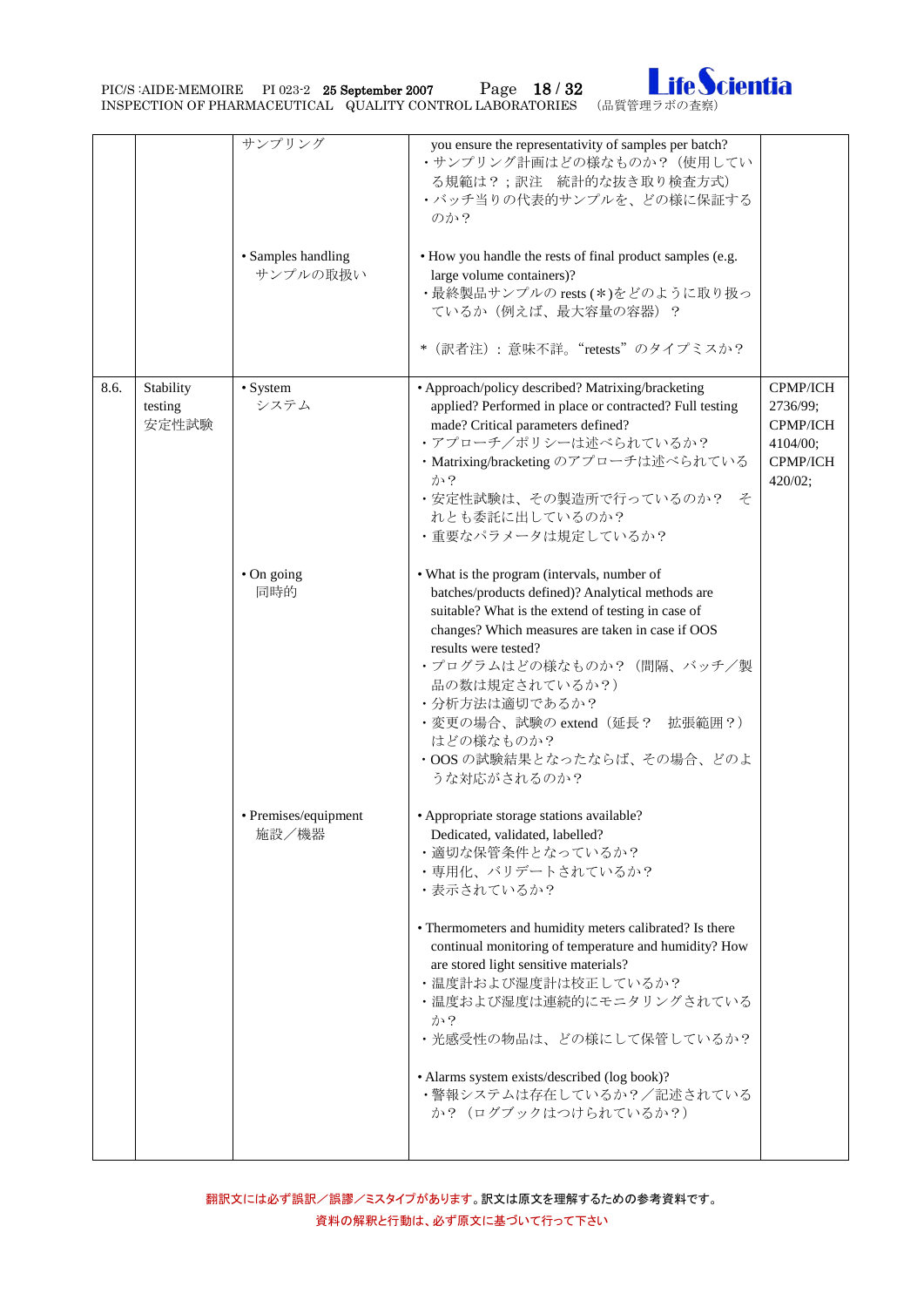| | | | | |
|---|---|---|---|---|
| | | サンプリング | you ensure the representativity of samples per batch?<br>・サンプリング計画はどの様なものか？（使用している規範は？；訳注　統計的な抜き取り検査方式）<br>・バッチ当りの代表的サンプルを、どの様に保証するのか？ | |
| | | • Samples handling<br>サンプルの取扱い | • How you handle the rests of final product samples (e.g. large volume containers)?<br>・最終製品サンプルの rests (＊)をどのように取り扱っているか（例えば、最大容量の容器）？<br><br>＊（訳者注）：意味不詳。"retests"のタイプミスか？ | |
| 8.6. | Stability testing<br>安定性試験 | • System<br>システム | • Approach/policy described? Matrixing/bracketing applied? Performed in place or contracted? Full testing made? Critical parameters defined?<br>・アプローチ／ポリシーは述べられているか？<br>・Matrixing/bracketing のアプローチは述べられているか？<br>・安定性試験は、その製造所で行っているのか？　それとも委託に出しているのか？<br>・重要なパラメータは規定しているか？ | CPMP/ICH 2736/99;<br>CPMP/ICH 4104/00;<br>CPMP/ICH 420/02; |
| | | • On going<br>同時的 | • What is the program (intervals, number of batches/products defined)? Analytical methods are suitable? What is the extend of testing in case of changes? Which measures are taken in case if OOS results were tested?<br>・プログラムはどの様なものか？（間隔、バッチ／製品の数は規定されているか？）<br>・分析方法は適切であるか？<br>・変更の場合、試験の extend（延長？　拡張範囲？）はどの様なものか？<br>・OOS の試験結果となったならば、その場合、どのような対応がされるのか？ | |
| | | • Premises/equipment<br>施設／機器 | • Appropriate storage stations available? Dedicated, validated, labelled?<br>・適切な保管条件となっているか？<br>・専用化、バリデートされているか？<br>・表示されているか？<br><br>• Thermometers and humidity meters calibrated? Is there continual monitoring of temperature and humidity? How are stored light sensitive materials?<br>・温度計および湿度計は校正しているか？<br>・温度および湿度は連続的にモニタリングされているか？<br>・光感受性の物品は、どの様にして保管しているか？<br><br>• Alarms system exists/described (log book)?<br>・警報システムは存在しているか？／記述されているか？（ログブックはつけられているか？） | |

翻訳文には必ず誤訳／誤謬／ミスタイプがあります。訳文は原文を理解するための参考資料です。
資料の解釈と行動は、必ず原文に基づいて行って下さい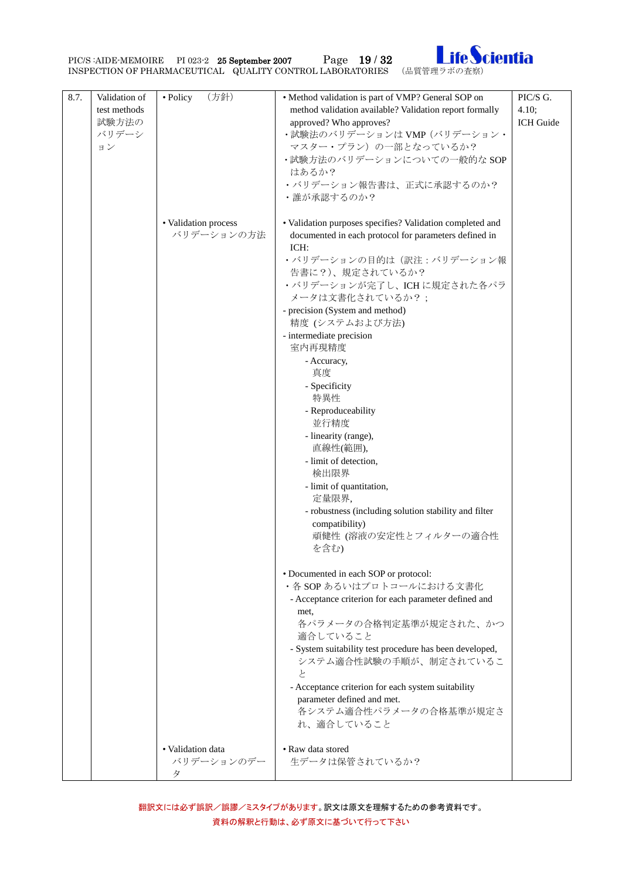| 8.7. | Validation of test methods 試験法のバリデーション | • Policy (方針) | • Method validation is part of VMP? General SOP on method validation available? Validation report formally approved? Who approves?<br>・試験法のバリデーションは VMP（バリデーション・マスター・プラン）の一部となっているか？<br>・試験方法のバリデーションについての一般的な SOP はあるか？<br>・バリデーション報告書は、正式に承認するのか？<br>・誰が承認するのか？ | PIC/S G. 4.10;<br>ICH Guide |
|---|---|---|---|---|
| | | • Validation process<br>バリデーションの方法 | • Validation purposes specifies? Validation completed and documented in each protocol for parameters defined in ICH:<br>・バリデーションの目的は（訳注：バリデーション報告書に？)、規定されているか？<br>・バリデーションが完了し、ICH に規定された各パラメータは文書化されているか？；<br>- precision (System and method)<br>精度 (システムおよび方法)<br>- intermediate precision<br>室内再現精度<br>- Accuracy,<br>真度<br>- Specificity<br>特異性<br>- Reproduceability<br>並行精度<br>- linearity (range),<br>直線性(範囲),<br>- limit of detection,<br>検出限界<br>- limit of quantitation,<br>定量限界,<br>- robustness (including solution stability and filter compatibility)<br>頑健性 (溶液の安定性とフィルターの適合性を含む)<br><br>• Documented in each SOP or protocol:<br>・各 SOP あるいはプロトコールにおける文書化<br>- Acceptance criterion for each parameter defined and met,<br>各パラメータの合格判定基準が規定された、かつ適合していること<br>- System suitability test procedure has been developed,<br>システム適合性試験の手順が、制定されていること<br>- Acceptance criterion for each system suitability parameter defined and met.<br>各システム適合性パラメータの合格基準が規定され、適合していること | |
| | | • Validation data<br>バリデーションのデータ | • Raw data stored<br>生データは保管されているか？ | |

翻訳文には必ず誤訳／誤謬／ミスタイプがあります。訳文は原文を理解するための参考資料です。
資料の解釈と行動は、必ず原文に基づいて行って下さい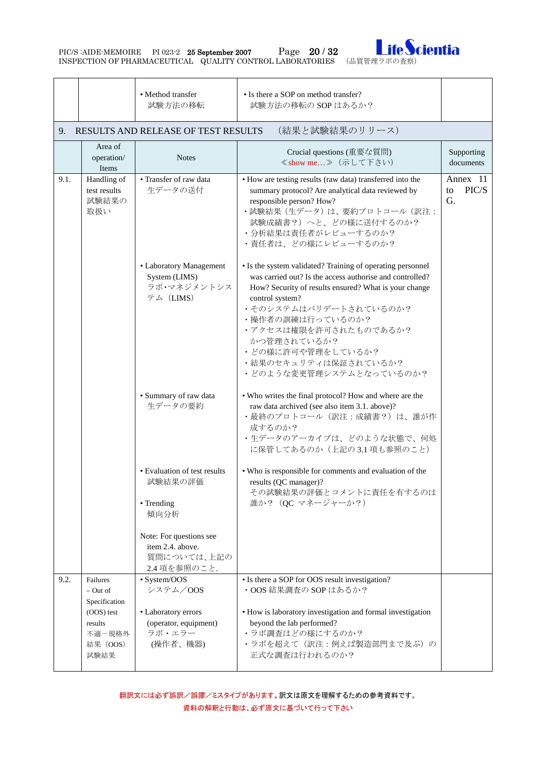| | | Notes | Crucial questions | Supporting documents |
|---|---|---|---|---|
| | | • Method transfer<br>試験方法の移転 | • Is there a SOP on method transfer?<br>試験方法の移転の SOP はあるか？ | |

## 9. RESULTS AND RELEASE OF TEST RESULTS （結果と試験結果のリリース）

| | Area of operation/ Items | Notes | Crucial questions (重要な質問)<br>≪show me…≫（示して下さい） | Supporting documents |
|---|---|---|---|---|
| 9.1. | Handling of test results<br>試験結果の取扱い | • Transfer of raw data<br>生データの送付 | • How are testing results (raw data) transferred into the summary protocol? Are analytical data reviewed by responsible person? How?<br>・試験結果（生データ）は、要約プロトコール（訳注：試験成績書？）へと、どの様に送付するのか？<br>・分析結果は責任者がレビューするのか？<br>・責任者は、どの様にレビューするのか？ | Annex 11 to PIC/S G. |
| | | • Laboratory Management System (LIMS)<br>ラボ・マネジメントシステム（LIMS） | • Is the system validated? Training of operating personnel was carried out? Is the access authorise and controlled? How? Security of results ensured? What is your change control system?<br>・そのシステムはバリデートされているのか？<br>・操作者の訓練は行っているのか？<br>・アクセスは権限を許可されたものであるか？かつ管理されているか？<br>・どの様に許可や管理をしているか？<br>・結果のセキュリティは保証されているか？<br>・どのような変更管理システムとなっているのか？ | |
| | | • Summary of raw data<br>生データの要約 | • Who writes the final protocol? How and where are the raw data archived (see also item 3.1. above)?<br>・最終のプロトコール（訳注：成績書？）は、誰が作成するのか？<br>・生データのアーカイブは、どのような状態で、何処に保管してあるのか（上記の 3.1 項も参照のこと） | |
| | | • Evaluation of test results<br>試験結果の評価<br><br>• Trending<br>傾向分析<br><br>Note: For questions see item 2.4. above.<br>質問については、上記の 2.4 項を参照のこと． | • Who is responsible for comments and evaluation of the results (QC manager)?<br>その試験結果の評価とコメントに責任を有するのは誰か？（QC マネージャーか？） | |
| 9.2. | Failures – Out of Specification (OOS) test results<br>不適－規格外結果（OOS）試験結果 | • System/OOS<br>システム／OOS<br><br>• Laboratory errors (operator, equipment)<br>ラボ・エラー（操作者、機器) | • Is there a SOP for OOS result investigation?<br>・OOS 結果調査の SOP はあるか？<br><br>• How is laboratory investigation and formal investigation beyond the lab performed?<br>・ラボ調査はどの様にするのか？<br>・ラボを超えて（訳注：例えば製造部門まで及ぶ）の正式な調査は行われるのか？ | |

翻訳文には必ず誤訳／誤謬／ミスタイプがあります。訳文は原文を理解するための参考資料です。
資料の解釈と行動は、必ず原文に基づいて行って下さい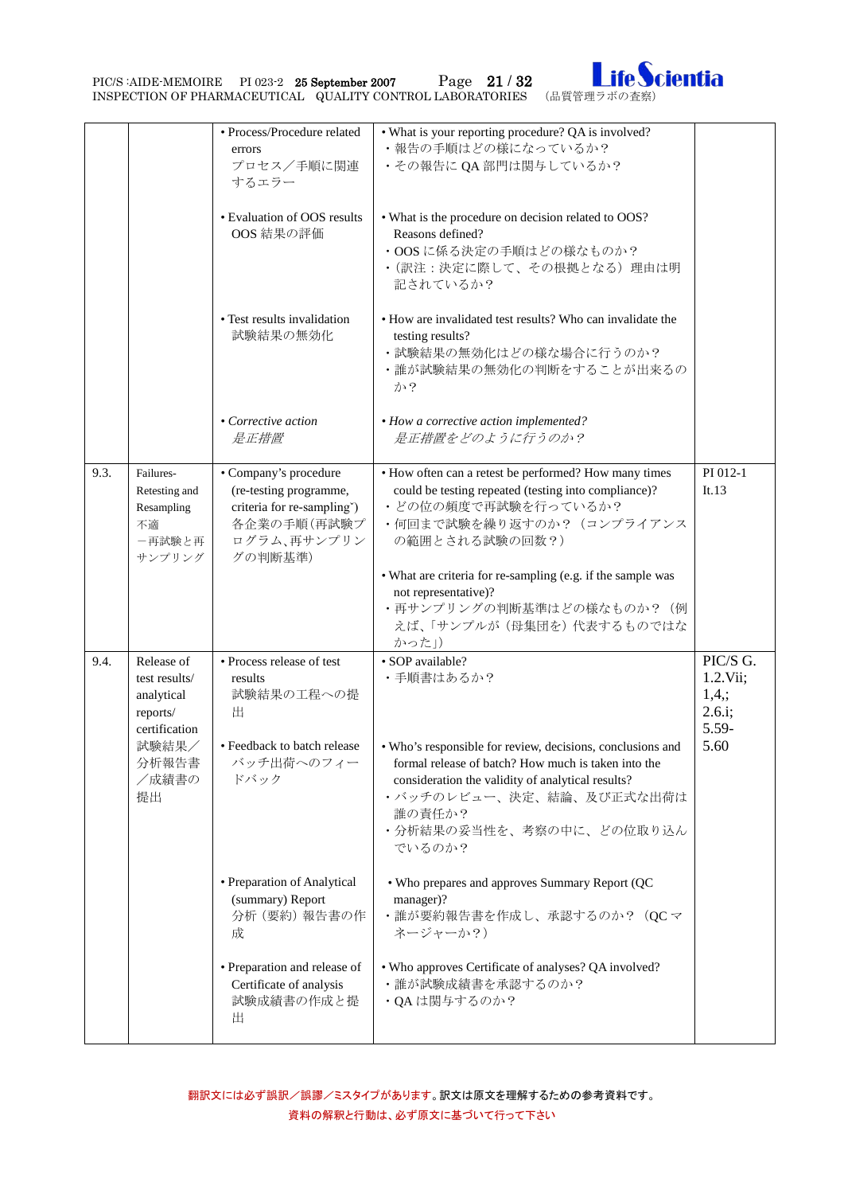| | | | | |
|---|---|---|---|---|
| | | • Process/Procedure related errors<br>プロセス／手順に関連するエラー | • What is your reporting procedure? QA is involved?<br>・報告の手順はどの様になっているか？<br>・その報告に QA 部門は関与しているか？ | |
| | | • Evaluation of OOS results<br>OOS 結果の評価 | • What is the procedure on decision related to OOS? Reasons defined?<br>・OOS に係る決定の手順はどの様なものか？<br>・（訳注：決定に際して、その根拠となる）理由は明記されているか？ | |
| | | • Test results invalidation<br>試験結果の無効化 | • How are invalidated test results? Who can invalidate the testing results?<br>・試験結果の無効化はどの様な場合に行うのか？<br>・誰が試験結果の無効化の判断をすることが出来るのか？ | |
| | | • *Corrective action*<br>*是正措置* | • *How a corrective action implemented?*<br>*是正措置をどのように行うのか？* | |
| 9.3. | Failures-Retesting and Resampling<br>不適－再試験と再サンプリング | • Company's procedure (re-testing programme, criteria for re-sampling`)<br>各企業の手順(再試験プログラム､再サンプリングの判断基準) | • How often can a retest be performed? How many times could be testing repeated (testing into compliance)?<br>・どの位の頻度で再試験を行っているか？<br>・何回まで試験を繰り返すのか？（コンプライアンスの範囲とされる試験の回数？）<br>• What are criteria for re-sampling (e.g. if the sample was not representative)?<br>・再サンプリングの判断基準はどの様なものか？（例えば、「サンプルが（母集団を）代表するものではなかった」） | PI 012-1 It.13 |
| 9.4. | Release of test results/ analytical reports/ certification<br>試験結果／分析報告書／成績書の提出 | • Process release of test results<br>試験結果の工程への提出 | • SOP available?<br>・手順書はあるか？ | PIC/S G. 1.2.Vii; 1,4,; 2.6.i; 5.59-5.60 |
| | | • Feedback to batch release<br>バッチ出荷へのフィードバック | • Who's responsible for review, decisions, conclusions and formal release of batch? How much is taken into the consideration the validity of analytical results?<br>・バッチのレビュー、決定、結論、及び正式な出荷は誰の責任か？<br>・分析結果の妥当性を、考察の中に、どの位取り込んでいるのか？ | |
| | | • Preparation of Analytical (summary) Report<br>分析（要約）報告書の作成 | • Who prepares and approves Summary Report (QC manager)?<br>・誰が要約報告書を作成し、承認するのか？（QC マネージャーか？） | |
| | | • Preparation and release of Certificate of analysis<br>試験成績書の作成と提出 | • Who approves Certificate of analyses? QA involved?<br>・誰が試験成績書を承認するのか？<br>・QA は関与するのか？ | |

翻訳文には必ず誤訳／誤謬／ミスタイプがあります。訳文は原文を理解するための参考資料です。
資料の解釈と行動は、必ず原文に基づいて行って下さい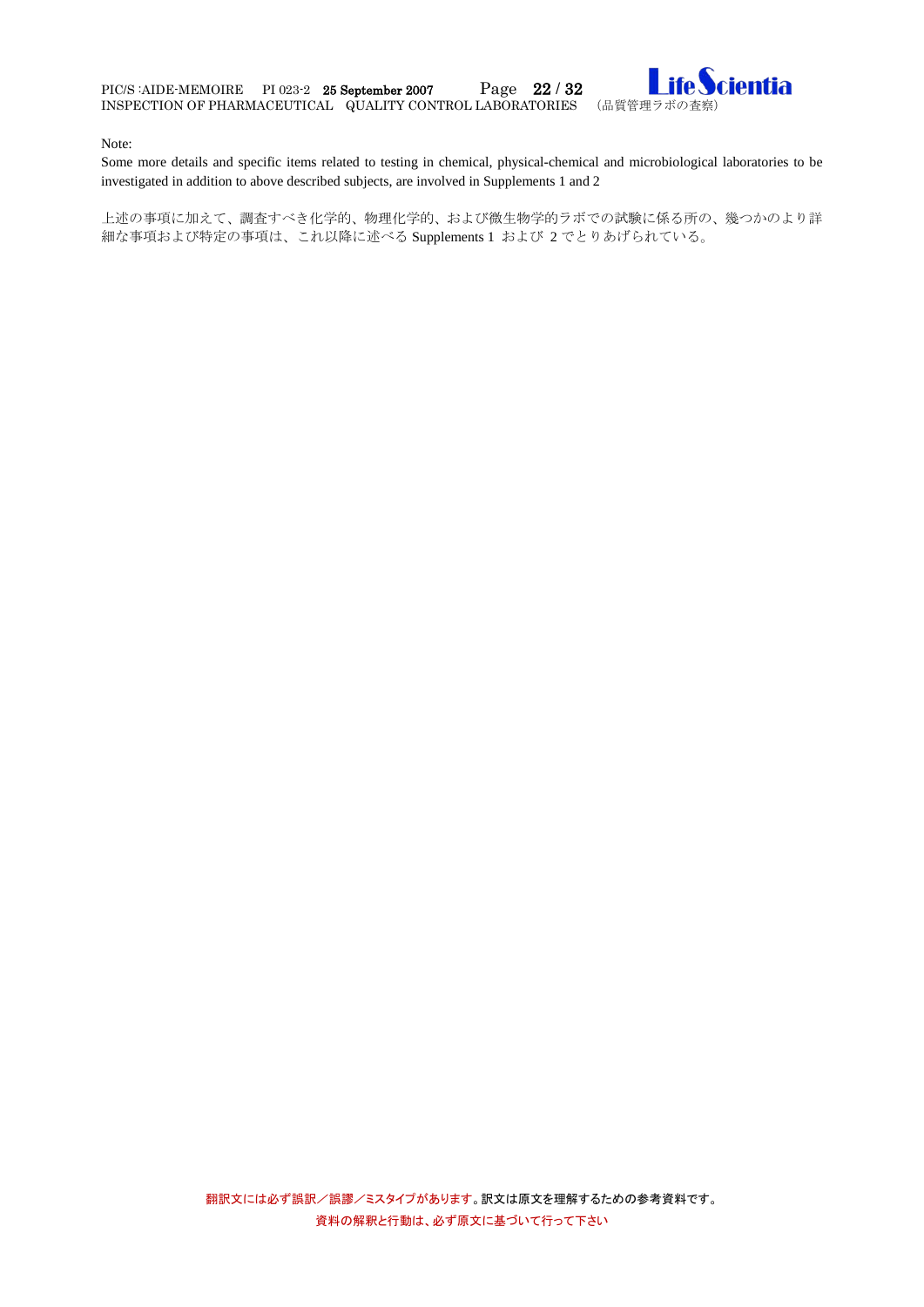Note:

Some more details and specific items related to testing in chemical, physical-chemical and microbiological laboratories to be investigated in addition to above described subjects, are involved in Supplements 1 and 2

上述の事項に加えて、調査すべき化学的、物理化学的、および微生物学的ラボでの試験に係る所の、幾つかのより詳細な事項および特定の事項は、これ以降に述べる Supplements 1 および 2 でとりあげられている。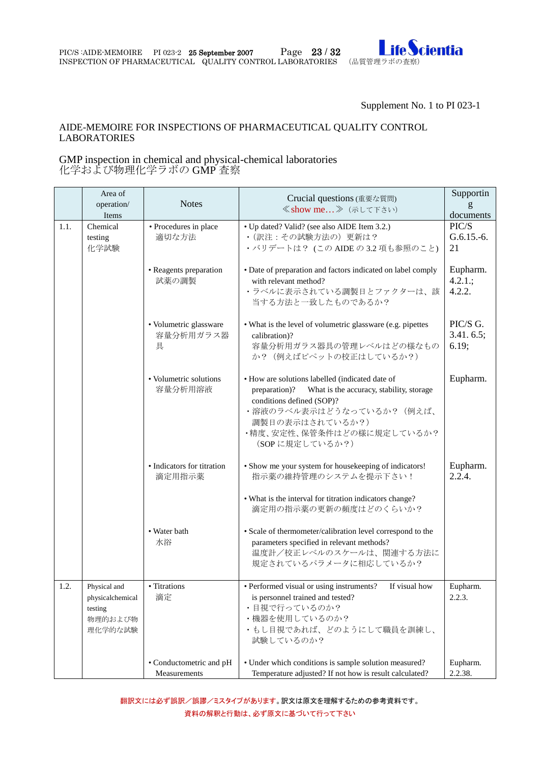Supplement No. 1 to PI 023-1

AIDE-MEMOIRE FOR INSPECTIONS OF PHARMACEUTICAL QUALITY CONTROL LABORATORIES

GMP inspection in chemical and physical-chemical laboratories
化学および物理化学ラボの GMP 査察

| | Area of operation/ Items | Notes | Crucial questions (重要な質問) ≪show me…≫（示して下さい） | Supporting documents |
|---|---|---|---|---|
| 1.1. | Chemical testing 化学試験 | • Procedures in place 適切な方法 | • Up dated? Valid? (see also AIDE Item 3.2.) ・（訳注：その試験方法の）更新は？ ・バリデートは？（この AIDE の 3.2 項も参照のこと） | PIC/S G.6.15.-6. 21 |
| | | • Reagents preparation 試薬の調製 | • Date of preparation and factors indicated on label comply with relevant method? ・ラベルに表示されている調製日とファクターは、該当する方法と一致したものであるか？ | Eupharm. 4.2.1.; 4.2.2. |
| | | • Volumetric glassware 容量分析用ガラス器具 | • What is the level of volumetric glassware (e.g. pipettes calibration)? 容量分析用ガラス器具の管理レベルはどの様なものか？（例えばピペットの校正はしているか？） | PIC/S G. 3.41. 6.5; 6.19; |
| | | • Volumetric solutions 容量分析用溶液 | • How are solutions labelled (indicated date of preparation)? What is the accuracy, stability, storage conditions defined (SOP)? ・溶液のラベル表示はどうなっているか？（例えば、調製日の表示はされているか？） ・精度、安定性、保管条件はどの様に規定しているか？（SOP に規定しているか？） | Eupharm. |
| | | • Indicators for titration 滴定用指示薬 | • Show me your system for housekeeping of indicators! 指示薬の維持管理のシステムを提示下さい！ • What is the interval for titration indicators change? 滴定用の指示薬の更新の頻度はどのくらいか？ | Eupharm. 2.2.4. |
| | | • Water bath 水浴 | • Scale of thermometer/calibration level correspond to the parameters specified in relevant methods? 温度計／校正レベルのスケールは、関連する方法に規定されているパラメータに相応しているか？ | |
| 1.2. | Physical and physicalchemical testing 物理的および物理化学的な試験 | • Titrations 滴定 | • Performed visual or using instruments? If visual how is personnel trained and tested? ・目視で行っているのか？ ・機器を使用しているのか？ ・もし目視であれば、どのようにして職員を訓練し、試験しているのか？ | Eupharm. 2.2.3. |
| | | • Conductometric and pH Measurements | • Under which conditions is sample solution measured? Temperature adjusted? If not how is result calculated? | Eupharm. 2.2.38. |

翻訳文には必ず誤訳／誤謬／ミスタイプがあります。訳文は原文を理解するための参考資料です。
資料の解釈と行動は、必ず原文に基づいて行って下さい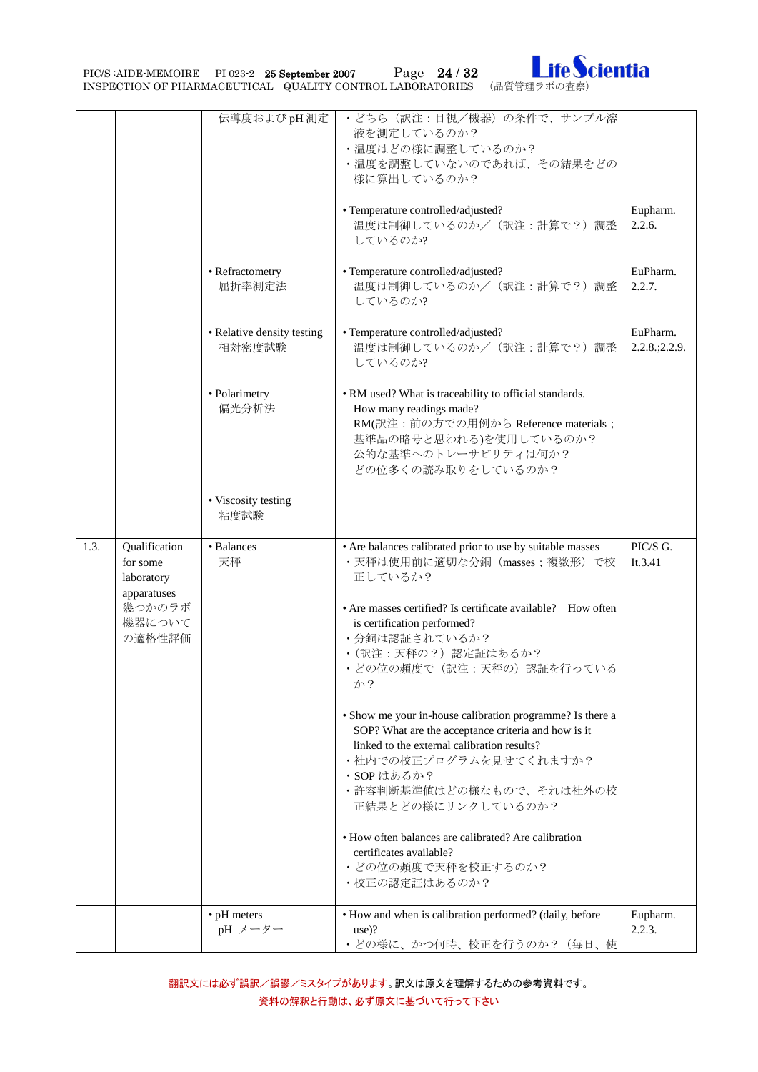| | | | | |
|---|---|---|---|---|
| | | 伝導度および pH 測定 | ・どちら（訳注：目視／機器）の条件で、サンプル溶液を測定しているのか？<br>・温度はどの様に調整しているのか？<br>・温度を調整していないのであれば、その結果をどの様に算出しているのか？<br><br>• Temperature controlled/adjusted?<br>温度は制御しているのか／（訳注：計算で？）調整しているのか? | Eupharm. 2.2.6. |
| | | • Refractometry<br>屈折率測定法 | • Temperature controlled/adjusted?<br>温度は制御しているのか／（訳注：計算で？）調整しているのか? | EuPharm. 2.2.7. |
| | | • Relative density testing<br>相対密度試験 | • Temperature controlled/adjusted?<br>温度は制御しているのか／（訳注：計算で？）調整しているのか? | EuPharm. 2.2.8.;2.2.9. |
| | | • Polarimetry<br>偏光分析法 | • RM used? What is traceability to official standards.<br>How many readings made?<br>RM(訳注：前の方での用例から Reference materials；基準品の略号と思われる)を使用しているのか？<br>公的な基準へのトレーサビリティは何か？<br>どの位多くの読み取りをしているのか？ | |
| | | • Viscosity testing<br>粘度試験 | | |
| 1.3. | Qualification for some laboratory apparatuses<br>幾つかのラボ機器についての適格性評価 | • Balances<br>天秤 | • Are balances calibrated prior to use by suitable masses<br>・天秤は使用前に適切な分銅（masses；複数形）で校正しているか？<br><br>• Are masses certified? Is certificate available? How often is certification performed?<br>・分銅は認証されているか？<br>・（訳注：天秤の？）認定証はあるか？<br>・どの位の頻度で（訳注：天秤の）認証を行っているか？<br><br>• Show me your in-house calibration programme? Is there a SOP? What are the acceptance criteria and how is it linked to the external calibration results?<br>・社内での校正プログラムを見せてくれますか？<br>・SOP はあるか？<br>・許容判断基準値はどの様なもので、それは社外の校正結果とどの様にリンクしているのか？<br><br>• How often balances are calibrated? Are calibration certificates available?<br>・どの位の頻度で天秤を校正するのか？<br>・校正の認定証はあるのか？ | PIC/S G. It.3.41 |
| | | • pH meters<br>pH メーター | • How and when is calibration performed? (daily, before use)?<br>・どの様に、かつ何時、校正を行うのか？（毎日、使 | Eupharm. 2.2.3. |

翻訳文には必ず誤訳／誤謬／ミスタイプがあります。訳文は原文を理解するための参考資料です。
資料の解釈と行動は、必ず原文に基づいて行って下さい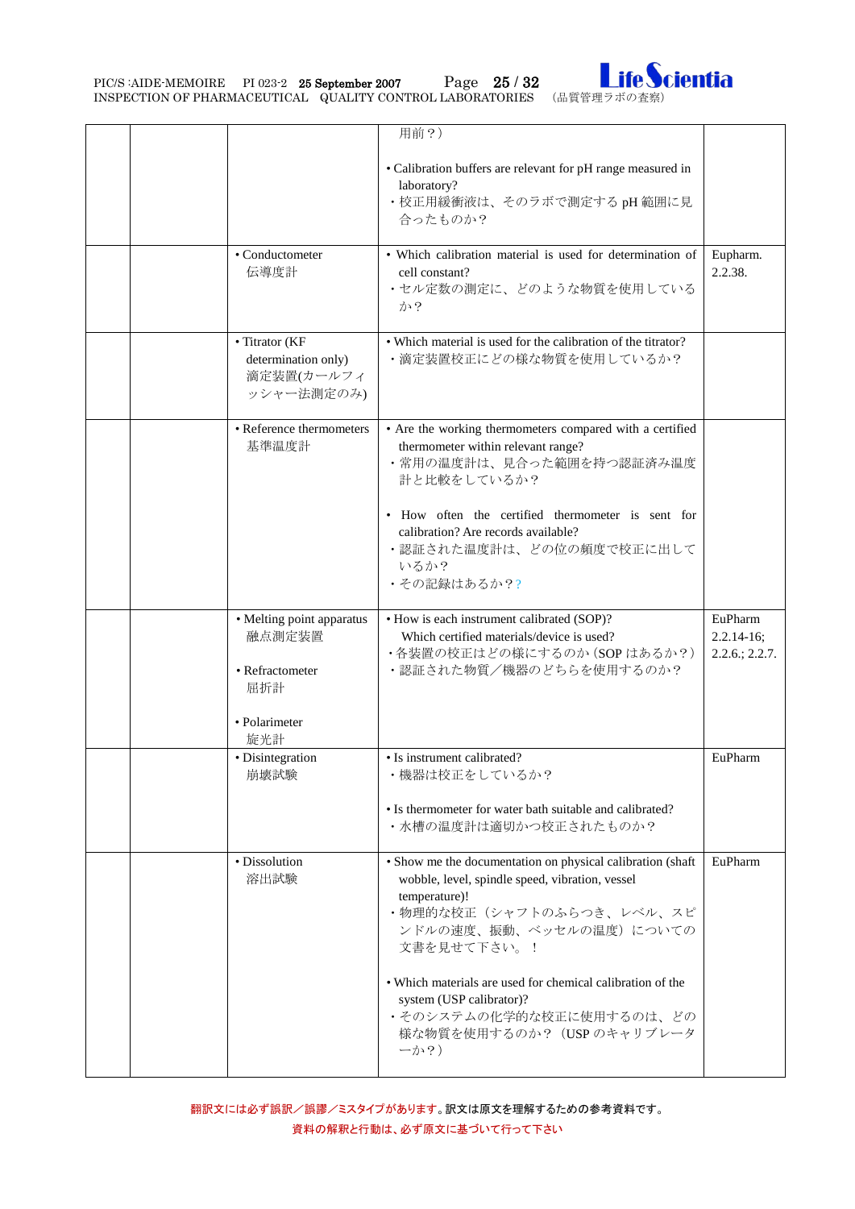|  |  |  |  |  |
|---|---|---|---|---|
|  |  |  | 用前？）<br><br>• Calibration buffers are relevant for pH range measured in laboratory?<br>・校正用緩衝液は、そのラボで測定する pH 範囲に見合ったものか？ |  |
|  |  | • Conductometer<br>伝導度計 | • Which calibration material is used for determination of cell constant?<br>・セル定数の測定に、どのような物質を使用しているか？ | Eupharm. 2.2.38. |
|  |  | • Titrator (KF determination only)<br>滴定装置(カールフィッシャー法測定のみ) | • Which material is used for the calibration of the titrator?<br>・滴定装置校正にどの様な物質を使用しているか？ |  |
|  |  | • Reference thermometers<br>基準温度計 | • Are the working thermometers compared with a certified thermometer within relevant range?<br>・常用の温度計は、見合った範囲を持つ認証済み温度計と比較をしているか？<br><br>• How often the certified thermometer is sent for calibration? Are records available?<br>・認証された温度計は、どの位の頻度で校正に出しているか？<br>・その記録はあるか？? |  |
|  |  | • Melting point apparatus<br>融点測定装置<br><br>• Refractometer<br>屈折計<br><br>• Polarimeter<br>旋光計 | • How is each instrument calibrated (SOP)?<br>Which certified materials/device is used?<br>・各装置の校正はどの様にするのか（SOP はあるか？）<br>・認証された物質／機器のどちらを使用するのか？ | EuPharm 2.2.14-16; 2.2.6.; 2.2.7. |
|  |  | • Disintegration<br>崩壊試験 | • Is instrument calibrated?<br>・機器は校正をしているか？<br><br>• Is thermometer for water bath suitable and calibrated?<br>・水槽の温度計は適切かつ校正されたものか？ | EuPharm |
|  |  | • Dissolution<br>溶出試験 | • Show me the documentation on physical calibration (shaft wobble, level, spindle speed, vibration, vessel temperature)!<br>・物理的な校正（シャフトのふらつき、レベル、スピンドルの速度、振動、ベッセルの温度）についての文書を見せて下さい。！<br><br>• Which materials are used for chemical calibration of the system (USP calibrator)?<br>・そのシステムの化学的な校正に使用するのは、どの様な物質を使用するのか？（USP のキャリブレーターか？） | EuPharm |

翻訳文には必ず誤訳／誤謬／ミスタイプがあります。訳文は原文を理解するための参考資料です。
資料の解釈と行動は、必ず原文に基づいて行って下さい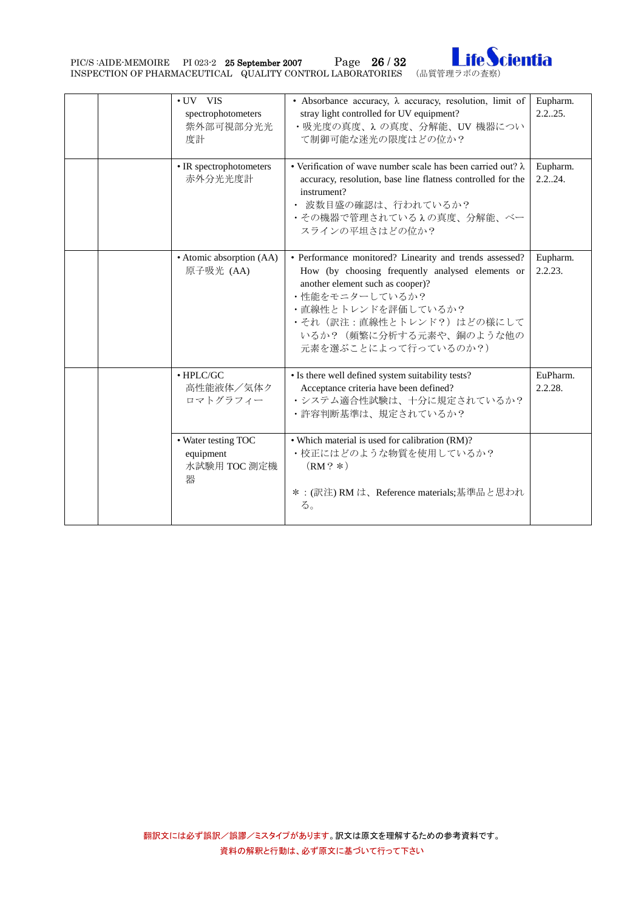| | | | | |
|---|---|---|---|---|
| | | • UV　VIS spectrophotometers<br>紫外部可視部分光光度計 | • Absorbance accuracy, λ accuracy, resolution, limit of stray light controlled for UV equipment?<br>・吸光度の真度、λ の真度、分解能、UV 機器について制御可能な迷光の限度はどの位か？ | Eupharm. 2.2..25. |
| | | • IR spectrophotometers<br>赤外分光光度計 | • Verification of wave number scale has been carried out? λ accuracy, resolution, base line flatness controlled for the instrument?<br>・ 波数目盛の確認は、行われているか？<br>・その機器で管理されている λ の真度、分解能、ベースラインの平坦さはどの位か？ | Eupharm. 2.2..24. |
| | | • Atomic absorption (AA)<br>原子吸光 (AA) | • Performance monitored? Linearity and trends assessed? How (by choosing frequently analysed elements or another element such as cooper)?<br>・性能をモニターしているか？<br>・直線性とトレンドを評価しているか？<br>・それ（訳注：直線性とトレンド？）はどの様にしているか？（頻繁に分析する元素や、銅のような他の元素を選ぶことによって行っているのか?） | Eupharm. 2.2.23. |
| | | • HPLC/GC<br>高性能液体／気体クロマトグラフィー | • Is there well defined system suitability tests? Acceptance criteria have been defined?<br>・システム適合性試験は、十分に規定されているか？<br>・許容判断基準は、規定されているか？ | EuPharm. 2.2.28. |
| | | • Water testing TOC equipment<br>水試験用 TOC 測定機器 | • Which material is used for calibration (RM)?<br>・校正にはどのような物質を使用しているか？（RM？＊）<br><br>＊：(訳注) RM は、Reference materials;基準品と思われる。 | |

翻訳文には必ず誤訳／誤謬／ミスタイプがあります。訳文は原文を理解するための参考資料です。
資料の解釈と行動は、必ず原文に基づいて行って下さい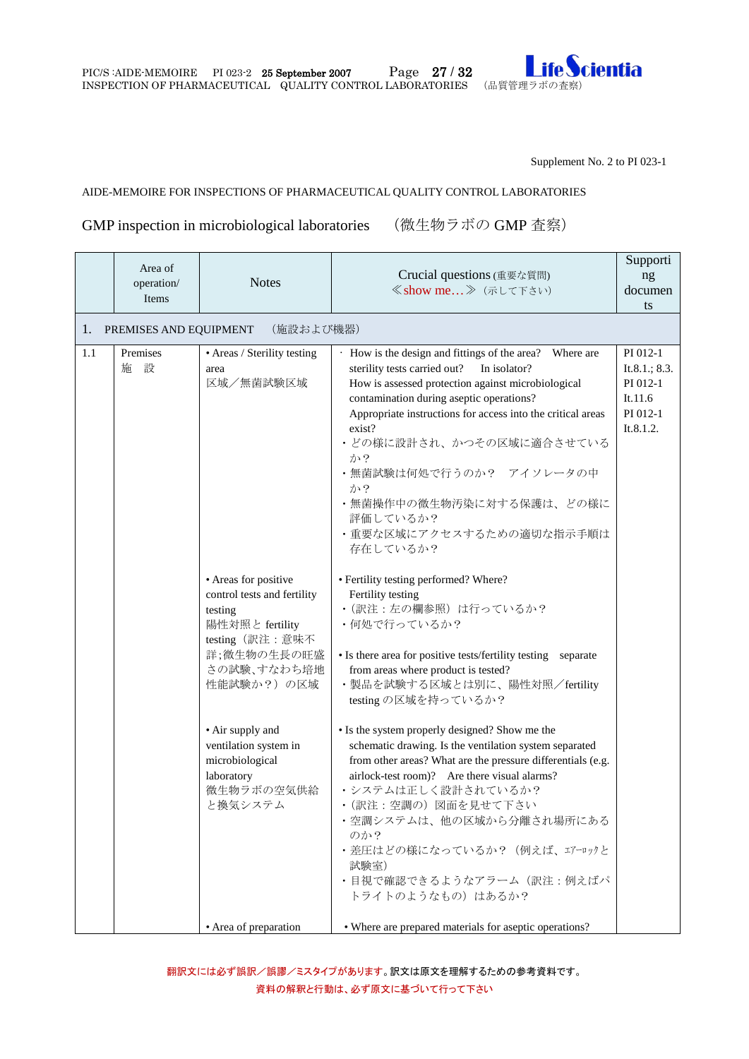Supplement No. 2 to PI 023-1

AIDE-MEMOIRE FOR INSPECTIONS OF PHARMACEUTICAL QUALITY CONTROL LABORATORIES

## GMP inspection in microbiological laboratories （微生物ラボの GMP 査察）

| | Area of operation/ Items | Notes | Crucial questions (重要な質問) ≪show me…≫（示して下さい） | Supporting documents |
|---|---|---|---|---|
| **1.** | **PREMISES AND EQUIPMENT （施設および機器）** | | | |
| 1.1 | Premises 施 設 | • Areas / Sterility testing area 区域／無菌試験区域 | · How is the design and fittings of the area? Where are sterility tests carried out? In isolator? How is assessed protection against microbiological contamination during aseptic operations? Appropriate instructions for access into the critical areas exist? ・どの様に設計され、かつその区域に適合させているか？ ・無菌試験は何処で行うのか？ アイソレータの中か？ ・無菌操作中の微生物汚染に対する保護は、どの様に評価しているか？ ・重要な区域にアクセスするための適切な指示手順は存在しているか？ | PI 012-1 It.8.1.; 8.3. PI 012-1 It.11.6 PI 012-1 It.8.1.2. |
| | | • Areas for positive control tests and fertility testing 陽性対照と fertility testing（訳注：意味不詳;微生物の生長の旺盛さの試験、すなわち培地性能試験か？）の区域 | • Fertility testing performed? Where? Fertility testing ・（訳注：左の欄参照）は行っているか？ ・何処で行っているか？ <br><br> • Is there area for positive tests/fertility testing separate from areas where product is tested? ・製品を試験する区域とは別に、陽性対照／fertility testing の区域を持っているか？ | |
| | | • Air supply and ventilation system in microbiological laboratory 微生物ラボの空気供給と換気システム | • Is the system properly designed? Show me the schematic drawing. Is the ventilation system separated from other areas? What are the pressure differentials (e.g. airlock-test room)? Are there visual alarms? ・システムは正しく設計されているか？ ・（訳注：空調の）図面を見せて下さい ・空調システムは、他の区域から分離され場所にあるのか？ ・差圧はどの様になっているか？（例えば、ｴｱｰﾛｯｸと試験室） ・目視で確認できるようなアラーム（訳注：例えばパトライトのようなもの）はあるか？ | |
| | | • Area of preparation | • Where are prepared materials for aseptic operations? | |

翻訳文には必ず誤訳／誤謬／ミスタイプがあります。訳文は原文を理解するための参考資料です。
資料の解釈と行動は、必ず原文に基づいて行って下さい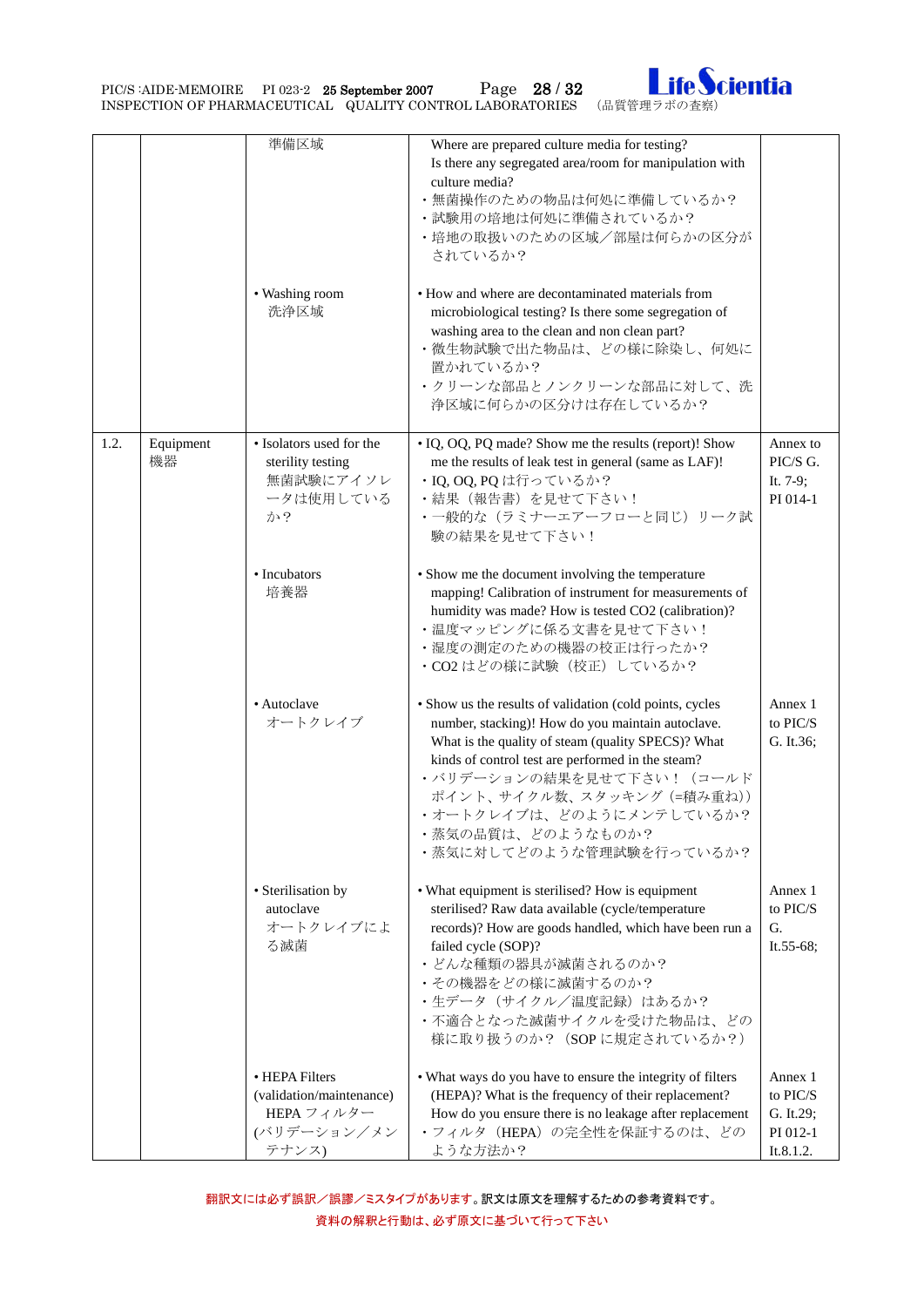| | | | | |
|---|---|---|---|---|
| | | 準備区域 | Where are prepared culture media for testing?<br>Is there any segregated area/room for manipulation with culture media?<br>・無菌操作のための物品は何処に準備しているか？<br>・試験用の培地は何処に準備されているか？<br>・培地の取扱いのための区域／部屋は何らかの区分がされているか？ | |
| | | • Washing room<br>洗浄区域 | • How and where are decontaminated materials from microbiological testing? Is there some segregation of washing area to the clean and non clean part?<br>・微生物試験で出た物品は、どの様に除染し、何処に置かれているか？<br>・クリーンな部品とノンクリーンな部品に対して、洗浄区域に何らかの区分けは存在しているか？ | |
| 1.2. | Equipment<br>機器 | • Isolators used for the sterility testing<br>無菌試験にアイソレータは使用しているか？ | • IQ, OQ, PQ made? Show me the results (report)! Show me the results of leak test in general (same as LAF)!<br>・IQ, OQ, PQ は行っているか？<br>・結果（報告書）を見せて下さい！<br>・一般的な（ラミナーエアーフローと同じ）リーク試験の結果を見せて下さい！ | Annex to PIC/S G. It. 7-9; PI 014-1 |
| | | • Incubators<br>培養器 | • Show me the document involving the temperature mapping! Calibration of instrument for measurements of humidity was made? How is tested CO2 (calibration)?<br>・温度マッピングに係る文書を見せて下さい！<br>・湿度の測定のための機器の校正は行ったか？<br>・CO2 はどの様に試験（校正）しているか？ | |
| | | • Autoclave<br>オートクレイブ | • Show us the results of validation (cold points, cycles number, stacking)! How do you maintain autoclave. What is the quality of steam (quality SPECS)? What kinds of control test are performed in the steam?<br>・バリデーションの結果を見せて下さい！（コールドポイント、サイクル数、スタッキング（=積み重ね））<br>・オートクレイブは、どのようにメンテしているか？<br>・蒸気の品質は、どのようなものか？<br>・蒸気に対してどのような管理試験を行っているか？ | Annex 1 to PIC/S G. It.36; |
| | | • Sterilisation by autoclave<br>オートクレイブによる滅菌 | • What equipment is sterilised? How is equipment sterilised? Raw data available (cycle/temperature records)? How are goods handled, which have been run a failed cycle (SOP)?<br>・どんな種類の器具が滅菌されるのか？<br>・その機器をどの様に滅菌するのか？<br>・生データ（サイクル／温度記録）はあるか？<br>・不適合となった滅菌サイクルを受けた物品は、どの様に取り扱うのか？（SOP に規定されているか？） | Annex 1 to PIC/S G. It.55-68; |
| | | • HEPA Filters (validation/maintenance)<br>HEPA フィルター (バリデーション／メンテナンス) | • What ways do you have to ensure the integrity of filters (HEPA)? What is the frequency of their replacement? How do you ensure there is no leakage after replacement<br>・フィルタ（HEPA）の完全性を保証するのは、どのような方法か？ | Annex 1 to PIC/S G. It.29; PI 012-1 It.8.1.2. |

翻訳文には必ず誤訳／誤謬／ミスタイプがあります。訳文は原文を理解するための参考資料です。
資料の解釈と行動は、必ず原文に基づいて行って下さい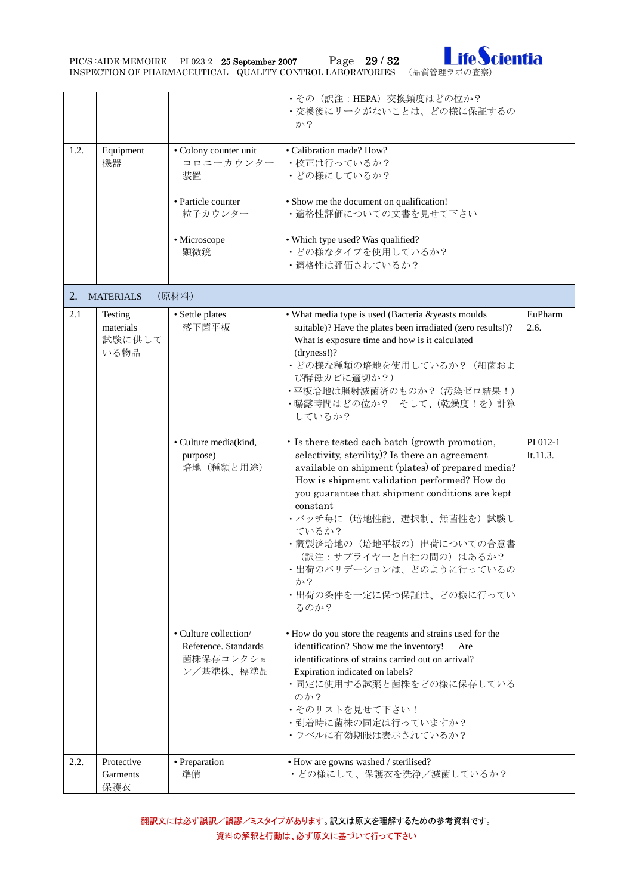| | | | | |
|---|---|---|---|---|
| | | | ・その（訳注：HEPA）交換頻度はどの位か？<br>・交換後にリークがないことは、どの様に保証するのか？ | |
| 1.2. | Equipment<br>機器 | • Colony counter unit<br>コロニーカウンター装置<br><br>• Particle counter<br>粒子カウンター<br><br>• Microscope<br>顕微鏡 | • Calibration made? How?<br>・校正は行っているか？<br>・どの様にしているか？<br><br>• Show me the document on qualification!<br>・適格性評価についての文書を見せて下さい<br><br>• Which type used? Was qualified?<br>・どの様なタイプを使用しているか？<br>・適格性は評価されているか？ | |
| 2. | MATERIALS　（原材料） | | | |
| 2.1 | Testing materials<br>試験に供している物品 | • Settle plates<br>落下菌平板 | • What media type is used (Bacteria &yeasts moulds suitable)? Have the plates been irradiated (zero results!)? What is exposure time and how is it calculated (dryness!)?<br>・どの様な種類の培地を使用しているか？（細菌および酵母カビに適切か？）<br>・平板培地は照射滅菌済のものか？（汚染ゼロ結果！）<br>・曝露時間はどの位か？　そして、（乾燥度！を）計算しているか？ | EuPharm 2.6. |
| | | • Culture media(kind, purpose)<br>培地（種類と用途） | • Is there tested each batch (growth promotion, selectivity, sterility)? Is there an agreement available on shipment (plates) of prepared media? How is shipment validation performed? How do you guarantee that shipment conditions are kept constant<br>・バッチ毎に（培地性能、選択制、無菌性を）試験しているか？<br>・調製済培地の（培地平板の）出荷についての合意書（訳注：サプライヤーと自社の間の）はあるか？<br>・出荷のバリデーションは、どのように行っているのか？<br>・出荷の条件を一定に保つ保証は、どの様に行っているのか？ | PI 012-1 It.11.3. |
| | | • Culture collection/ Reference. Standards<br>菌株保存コレクション／基準株、標準品 | • How do you store the reagents and strains used for the identification? Show me the inventory!　Are identifications of strains carried out on arrival? Expiration indicated on labels?<br>・同定に使用する試薬と菌株をどの様に保存しているのか？<br>・そのリストを見せて下さい！<br>・到着時に菌株の同定は行っていますか？<br>・ラベルに有効期限は表示されているか？ | |
| 2.2. | Protective Garments<br>保護衣 | • Preparation<br>準備 | • How are gowns washed / sterilised?<br>・どの様にして、保護衣を洗浄／滅菌しているか？ | |

翻訳文には必ず誤訳／誤謬／ミスタイプがあります。訳文は原文を理解するための参考資料です。
資料の解釈と行動は、必ず原文に基づいて行って下さい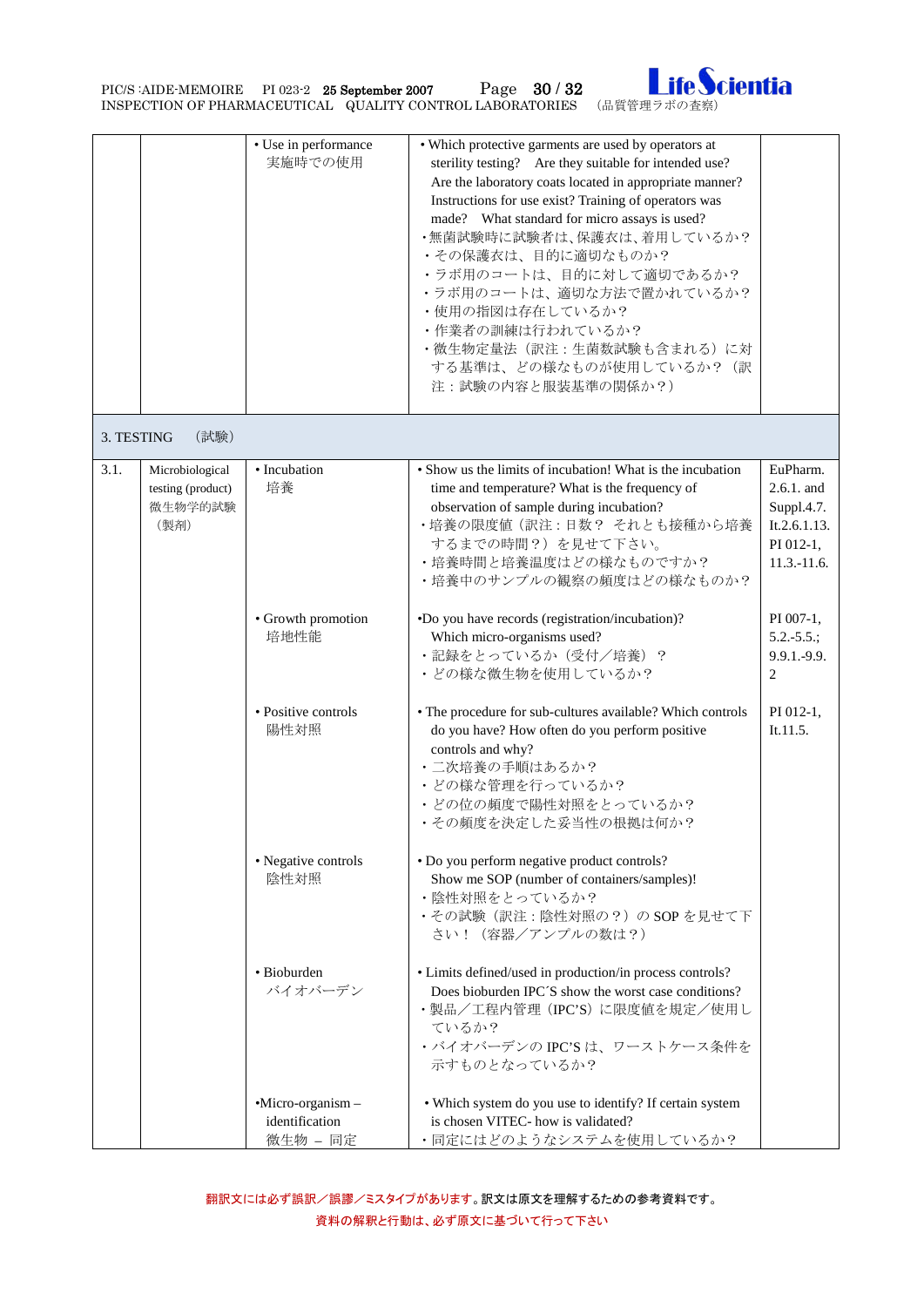| | | • Use in performance<br>実施時での使用 | • Which protective garments are used by operators at sterility testing? Are they suitable for intended use? Are the laboratory coats located in appropriate manner? Instructions for use exist? Training of operators was made? What standard for micro assays is used?<br>・無菌試験時に試験者は、保護衣は、着用しているか？<br>・その保護衣は、目的に適切なものか？<br>・ラボ用のコートは、目的に対して適切であるか？<br>・ラボ用のコートは、適切な方法で置かれているか？<br>・使用の指図は存在しているか？<br>・作業者の訓練は行われているか？<br>・微生物定量法（訳注：生菌数試験も含まれる）に対する基準は、どの様なものが使用しているか？（訳注：試験の内容と服装基準の関係か？） | |
|---|---|---|---|---|
| **3. TESTING （試験）** | | | | |
| 3.1. | Microbiological testing (product)<br>微生物学的試験（製剤） | • Incubation<br>培養 | • Show us the limits of incubation! What is the incubation time and temperature? What is the frequency of observation of sample during incubation?<br>・培養の限度値（訳注：日数？ それとも採種から培養するまでの時間？）を見せて下さい。<br>・培養時間と培養温度はどの様なものですか？<br>・培養中のサンプルの観察の頻度はどの様なものか？ | EuPharm. 2.6.1. and Suppl.4.7. It.2.6.1.13.<br>PI 012-1, 11.3.-11.6. |
| | | • Growth promotion<br>培地性能 | •Do you have records (registration/incubation)? Which micro-organisms used?<br>・記録をとっているか（受付／培養）？<br>・どの様な微生物を使用しているか？ | PI 007-1, 5.2.-5.5.; 9.9.1.-9.9.2 |
| | | • Positive controls<br>陽性対照 | • The procedure for sub-cultures available? Which controls do you have? How often do you perform positive controls and why?<br>・二次培養の手順はあるか？<br>・どの様な管理を行っているか？<br>・どの位の頻度で陽性対照をとっているか？<br>・その頻度を決定した妥当性の根拠は何か？ | PI 012-1, It.11.5. |
| | | • Negative controls<br>陰性対照 | • Do you perform negative product controls? Show me SOP (number of containers/samples)!<br>・陰性対照をとっているか？<br>・その試験（訳注：陰性対照の？）の SOP を見せて下さい！（容器／アンプルの数は？） | |
| | | • Bioburden<br>バイオバーデン | • Limits defined/used in production/in process controls? Does bioburden IPC´S show the worst case conditions?<br>・製品／工程内管理（IPC'S）に限度値を規定／使用しているか？<br>・バイオバーデンの IPC'S は、ワーストケース条件を示すものとなっているか？ | |
| | | •Micro-organism – identification<br>微生物 – 同定 | • Which system do you use to identify? If certain system is chosen VITEC- how is validated?<br>・同定にはどのようなシステムを使用しているか？ | |

翻訳文には必ず誤訳／誤謬／ミスタイプがあります。訳文は原文を理解するための参考資料です。
資料の解釈と行動は、必ず原文に基づいて行って下さい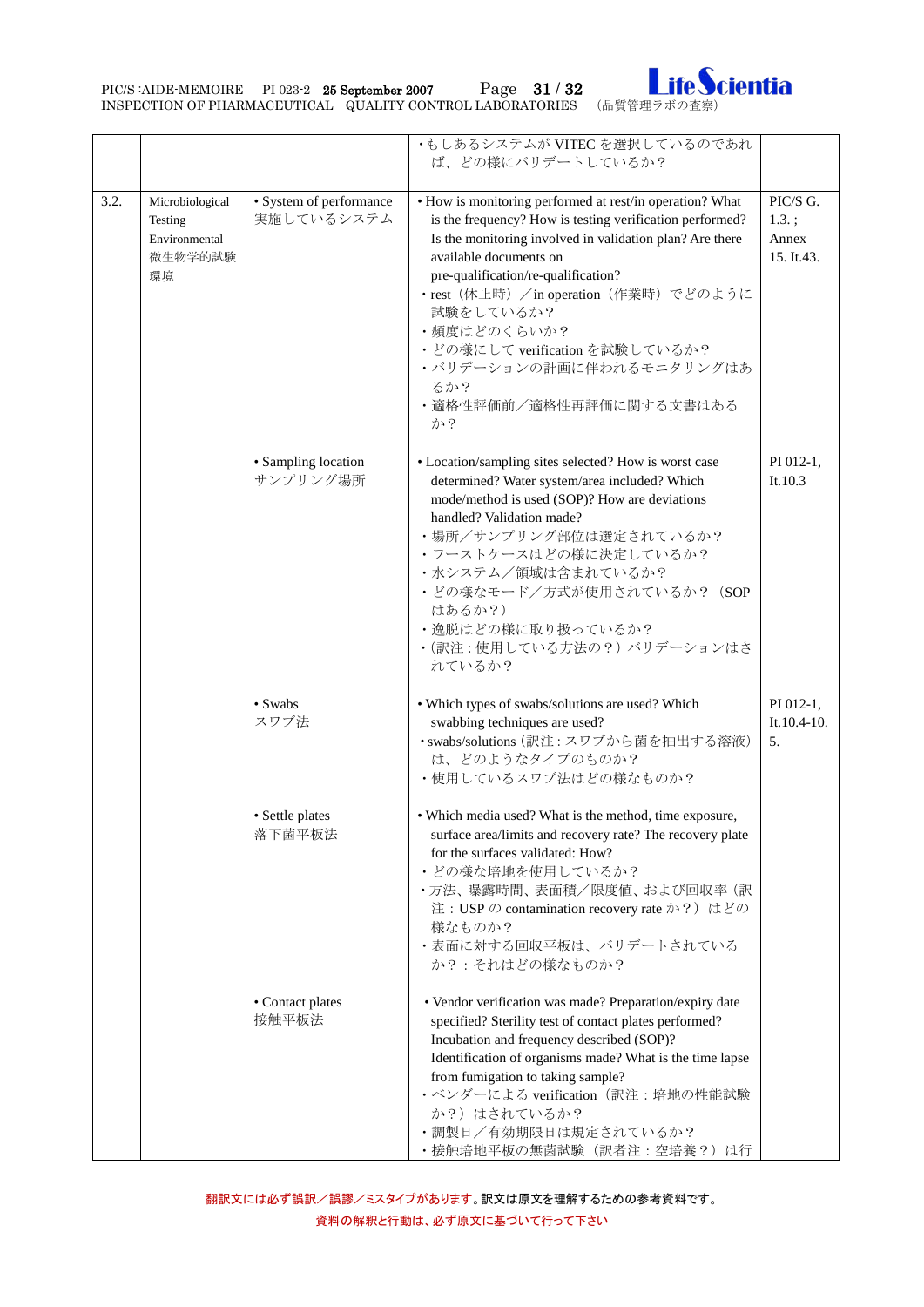| | | | | |
|---|---|---|---|---|
| | | | ・もしあるシステムが VITEC を選択しているのであれば、どの様にバリデートしているか？ | |
| 3.2. | Microbiological Testing Environmental 微生物学的試験 環境 | • System of performance 実施しているシステム | • How is monitoring performed at rest/in operation? What is the frequency? How is testing verification performed? Is the monitoring involved in validation plan? Are there available documents on pre-qualification/re-qualification?<br>・rest（休止時）／in operation（作業時）でどのように試験をしているか？<br>・頻度はどのくらいか？<br>・どの様にして verification を試験しているか？<br>・バリデーションの計画に伴われるモニタリングはあるか？<br>・適格性評価前／適格性再評価に関する文書はあるか？ | PIC/S G. 1.3. ; Annex 15. It.43. |
| | | • Sampling location サンプリング場所 | • Location/sampling sites selected? How is worst case determined? Water system/area included? Which mode/method is used (SOP)? How are deviations handled? Validation made?<br>・場所／サンプリング部位は選定されているか？<br>・ワーストケースはどの様に決定しているか？<br>・水システム／領域は含まれているか？<br>・どの様なモード／方式が使用されているか？（SOP はあるか？）<br>・逸脱はどの様に取り扱っているか？<br>・(訳注：使用している方法の？）バリデーションはされているか？ | PI 012-1, It.10.3 |
| | | • Swabs スワブ法 | • Which types of swabs/solutions are used? Which swabbing techniques are used?<br>・swabs/solutions（訳注：スワブから菌を抽出する溶液）は、どのようなタイプのものか？<br>・使用しているスワブ法はどの様なものか？ | PI 012-1, It.10.4-10.5. |
| | | • Settle plates 落下菌平板法 | • Which media used? What is the method, time exposure, surface area/limits and recovery rate? The recovery plate for the surfaces validated: How?<br>・どの様な培地を使用しているか？<br>・方法、曝露時間、表面積／限度値、および回収率（訳注：USP の contamination recovery rate か？）はどの様なものか？<br>・表面に対する回収平板は、バリデートされているか？：それはどの様なものか？ | |
| | | • Contact plates 接触平板法 | • Vendor verification was made? Preparation/expiry date specified? Sterility test of contact plates performed? Incubation and frequency described (SOP)? Identification of organisms made? What is the time lapse from fumigation to taking sample?<br>・ベンダーによる verification（訳注：培地の性能試験か？）はされているか？<br>・調製日／有効期限日は規定されているか？<br>・接触培地平板の無菌試験（訳者注：空培養？）は行 | |

翻訳文には必ず誤訳／誤謬／ミスタイプがあります。訳文は原文を理解するための参考資料です。
資料の解釈と行動は、必ず原文に基づいて行って下さい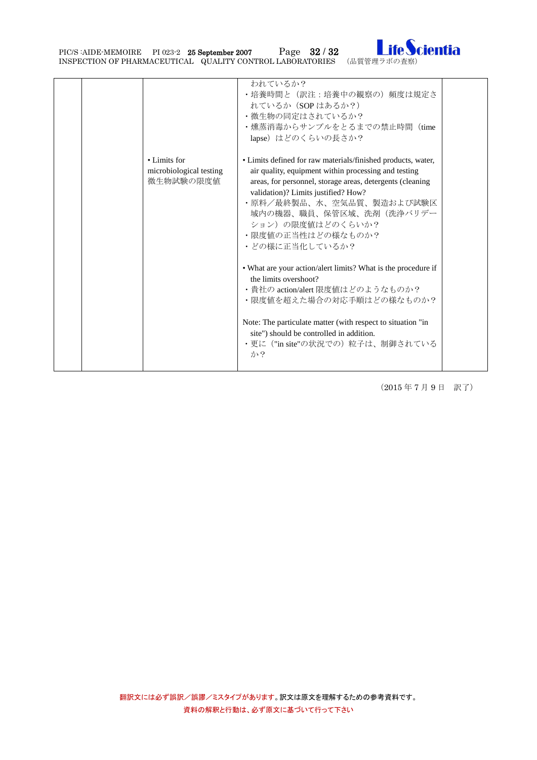| | | | | |
|---|---|---|---|---|
| | | | われているか？<br>・培養時間と（訳注：培養中の観察の）頻度は規定されているか（SOP はあるか？）<br>・微生物の同定はされているか？<br>・燻蒸消毒からサンプルをとるまでの禁止時間（time lapse）はどのくらいの長さか？ | |
| | | • Limits for microbiological testing<br>微生物試験の限度値 | • Limits defined for raw materials/finished products, water, air quality, equipment within processing and testing areas, for personnel, storage areas, detergents (cleaning validation)? Limits justified? How?<br>・原料／最終製品、水、空気品質、製造および試験区域内の機器、職員、保管区域、洗剤（洗浄バリデーション）の限度値はどのくらいか？<br>・限度値の正当性はどの様なものか？<br>・どの様に正当化しているか？<br><br>• What are your action/alert limits? What is the procedure if the limits overshoot?<br>・貴社の action/alert 限度値はどのようなものか？<br>・限度値を超えた場合の対応手順はどの様なものか？<br><br>Note: The particulate matter (with respect to situation "in site") should be controlled in addition.<br>・更に（"in site"の状況での）粒子は、制御されているか？ | |

（2015 年 7 月 9 日　訳了）

翻訳文には必ず誤訳／誤謬／ミスタイプがあります。訳文は原文を理解するための参考資料です。
資料の解釈と行動は、必ず原文に基づいて行って下さい